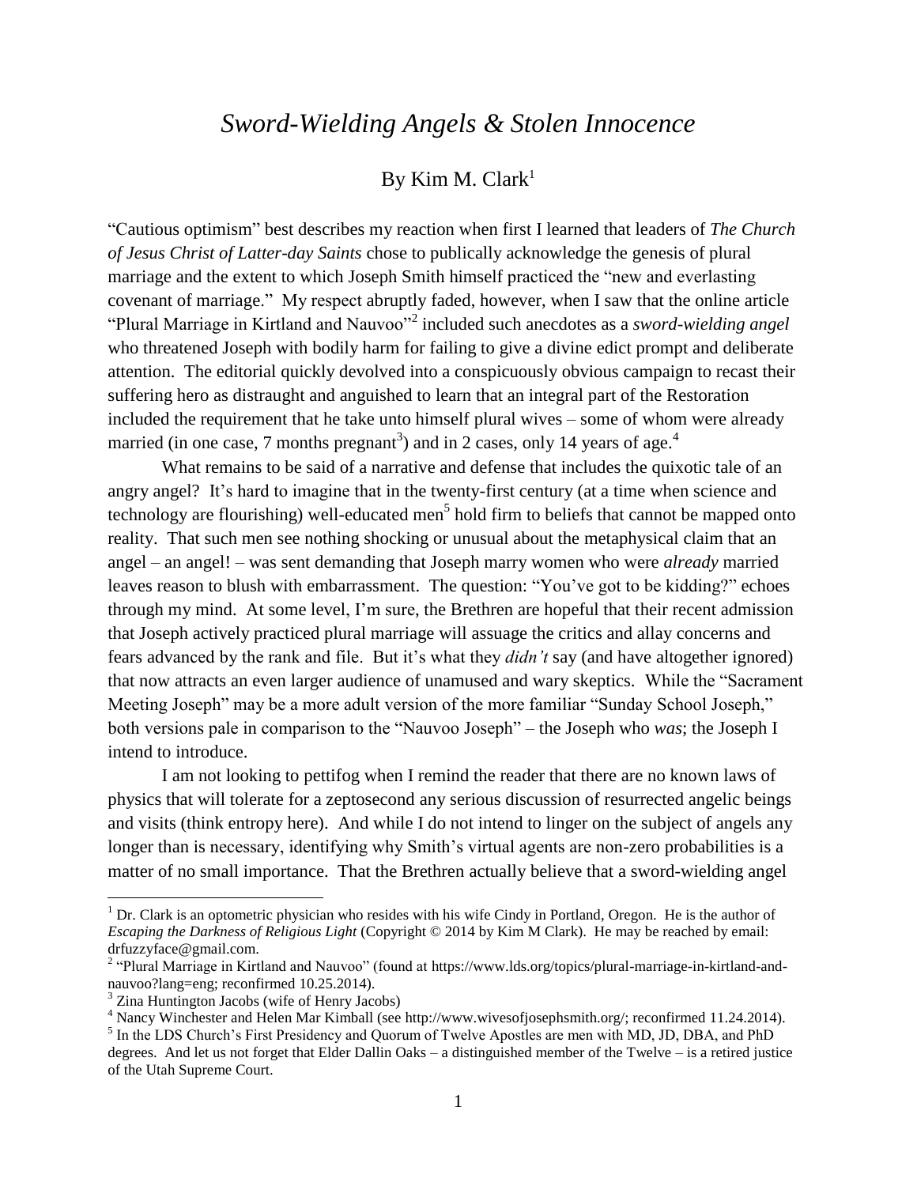# *Sword-Wielding Angels & Stolen Innocence*

By Kim M. Clark[1]

"Cautious optimism" best describes my reaction when first I learned that leaders of *The Church of Jesus Christ of Latter-day Saints* chose to publically acknowledge the genesis of plural marriage and the extent to which Joseph Smith himself practiced the "new and everlasting covenant of marriage." My respect abruptly faded, however, when I saw that the online article "Plural Marriage in Kirtland and Nauvoo"[2] included such anecdotes as a *sword-wielding angel* who threatened Joseph with bodily harm for failing to give a divine edict prompt and deliberate attention. The editorial quickly devolved into a conspicuously obvious campaign to recast their suffering hero as distraught and anguished to learn that an integral part of the Restoration included the requirement that he take unto himself plural wives – some of whom were already married (in one case, 7 months pregnant[3]) and in 2 cases, only 14 years of age.[4]

What remains to be said of a narrative and defense that includes the quixotic tale of an angry angel? It's hard to imagine that in the twenty-first century (at a time when science and technology are flourishing) well-educated men[5] hold firm to beliefs that cannot be mapped onto reality. That such men see nothing shocking or unusual about the metaphysical claim that an angel – an angel! – was sent demanding that Joseph marry women who were *already* married leaves reason to blush with embarrassment. The question: "You've got to be kidding?" echoes through my mind. At some level, I'm sure, the Brethren are hopeful that their recent admission that Joseph actively practiced plural marriage will assuage the critics and allay concerns and fears advanced by the rank and file. But it's what they *didn't* say (and have altogether ignored) that now attracts an even larger audience of unamused and wary skeptics. While the "Sacrament Meeting Joseph" may be a more adult version of the more familiar "Sunday School Joseph," both versions pale in comparison to the "Nauvoo Joseph" – the Joseph who *was*; the Joseph I intend to introduce.

I am not looking to pettifog when I remind the reader that there are no known laws of physics that will tolerate for a zeptosecond any serious discussion of resurrected angelic beings and visits (think entropy here). And while I do not intend to linger on the subject of angels any longer than is necessary, identifying why Smith's virtual agents are non-zero probabilities is a matter of no small importance. That the Brethren actually believe that a sword-wielding angel

---

[1] Dr. Clark is an optometric physician who resides with his wife Cindy in Portland, Oregon. He is the author of *Escaping the Darkness of Religious Light* (Copyright © 2014 by Kim M Clark). He may be reached by email: drfuzzyface@gmail.com.

[2] "Plural Marriage in Kirtland and Nauvoo" (found at https://www.lds.org/topics/plural-marriage-in-kirtland-and-nauvoo?lang=eng; reconfirmed 10.25.2014).

[3] Zina Huntington Jacobs (wife of Henry Jacobs)

[4] Nancy Winchester and Helen Mar Kimball (see http://www.wivesofjosephsmith.org/; reconfirmed 11.24.2014).

[5] In the LDS Church's First Presidency and Quorum of Twelve Apostles are men with MD, JD, DBA, and PhD degrees. And let us not forget that Elder Dallin Oaks – a distinguished member of the Twelve – is a retired justice of the Utah Supreme Court.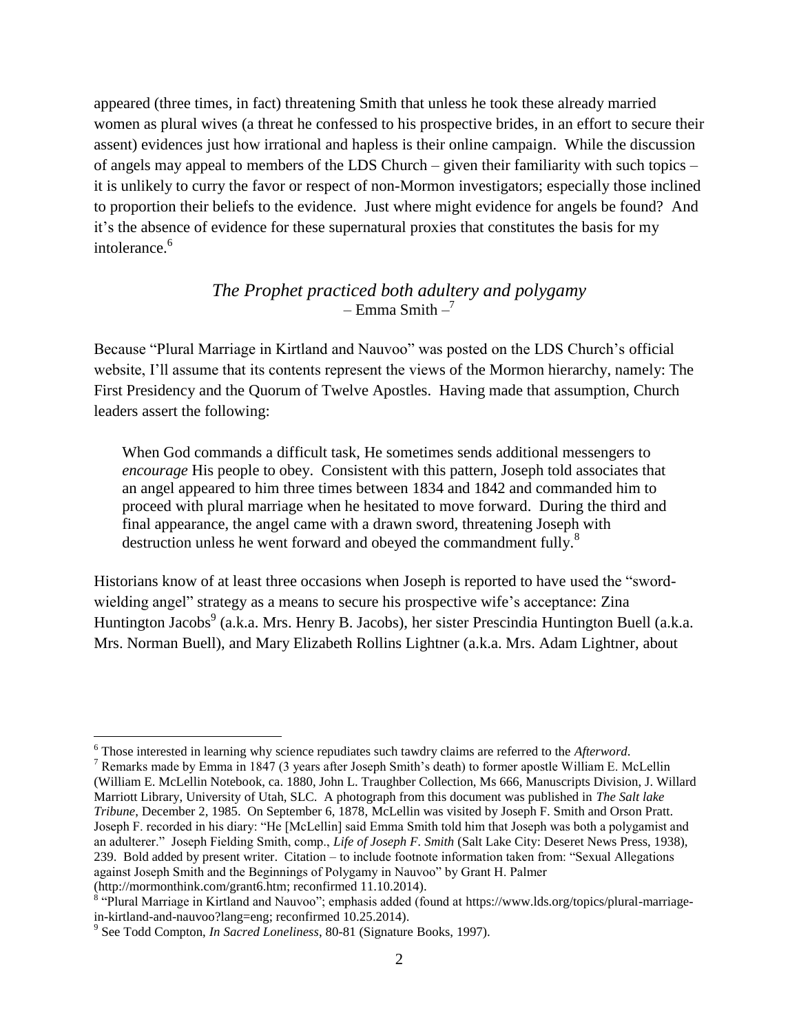appeared (three times, in fact) threatening Smith that unless he took these already married women as plural wives (a threat he confessed to his prospective brides, in an effort to secure their assent) evidences just how irrational and hapless is their online campaign. While the discussion of angels may appeal to members of the LDS Church – given their familiarity with such topics – it is unlikely to curry the favor or respect of non-Mormon investigators; especially those inclined to proportion their beliefs to the evidence. Just where might evidence for angels be found? And it's the absence of evidence for these supernatural proxies that constitutes the basis for my intolerance.[6]

*The Prophet practiced both adultery and polygamy*
– Emma Smith –[7]

Because "Plural Marriage in Kirtland and Nauvoo" was posted on the LDS Church's official website, I'll assume that its contents represent the views of the Mormon hierarchy, namely: The First Presidency and the Quorum of Twelve Apostles. Having made that assumption, Church leaders assert the following:

> When God commands a difficult task, He sometimes sends additional messengers to *encourage* His people to obey. Consistent with this pattern, Joseph told associates that an angel appeared to him three times between 1834 and 1842 and commanded him to proceed with plural marriage when he hesitated to move forward. During the third and final appearance, the angel came with a drawn sword, threatening Joseph with destruction unless he went forward and obeyed the commandment fully.[8]

Historians know of at least three occasions when Joseph is reported to have used the "sword-wielding angel" strategy as a means to secure his prospective wife's acceptance: Zina Huntington Jacobs[9] (a.k.a. Mrs. Henry B. Jacobs), her sister Prescindia Huntington Buell (a.k.a. Mrs. Norman Buell), and Mary Elizabeth Rollins Lightner (a.k.a. Mrs. Adam Lightner, about

---

[6] Those interested in learning why science repudiates such tawdry claims are referred to the *Afterword*.

[7] Remarks made by Emma in 1847 (3 years after Joseph Smith's death) to former apostle William E. McLellin (William E. McLellin Notebook, ca. 1880, John L. Traughber Collection, Ms 666, Manuscripts Division, J. Willard Marriott Library, University of Utah, SLC. A photograph from this document was published in *The Salt lake Tribune*, December 2, 1985. On September 6, 1878, McLellin was visited by Joseph F. Smith and Orson Pratt. Joseph F. recorded in his diary: "He [McLellin] said Emma Smith told him that Joseph was both a polygamist and an adulterer." Joseph Fielding Smith, comp., *Life of Joseph F. Smith* (Salt Lake City: Deseret News Press, 1938), 239. Bold added by present writer. Citation – to include footnote information taken from: "Sexual Allegations against Joseph Smith and the Beginnings of Polygamy in Nauvoo" by Grant H. Palmer (http://mormonthink.com/grant6.htm; reconfirmed 11.10.2014).

[8] "Plural Marriage in Kirtland and Nauvoo"; emphasis added (found at https://www.lds.org/topics/plural-marriage-in-kirtland-and-nauvoo?lang=eng; reconfirmed 10.25.2014).

[9] See Todd Compton, *In Sacred Loneliness*, 80-81 (Signature Books, 1997).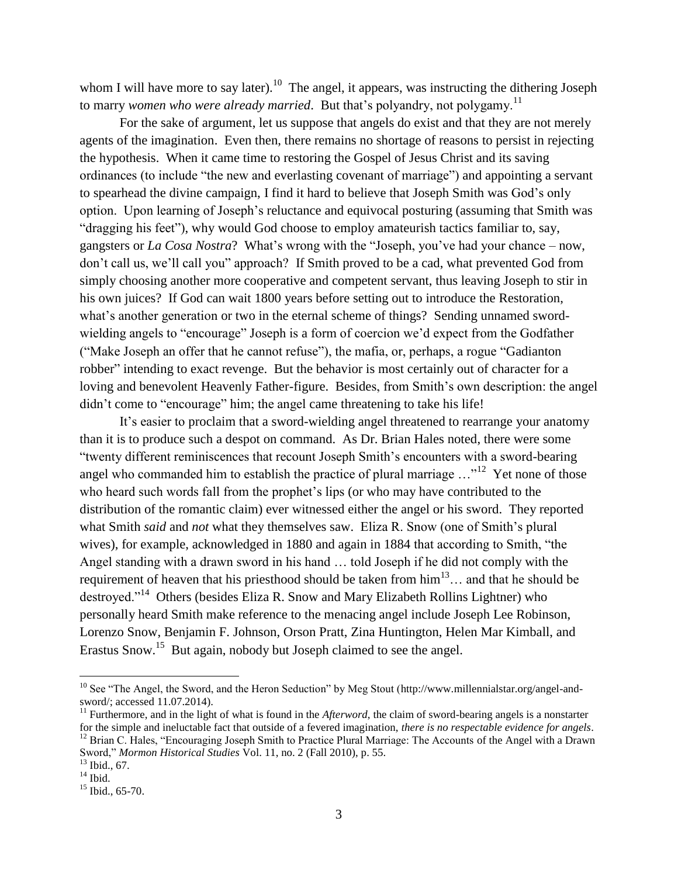whom I will have more to say later).[10] The angel, it appears, was instructing the dithering Joseph to marry *women who were already married*. But that's polyandry, not polygamy.[11]

For the sake of argument, let us suppose that angels do exist and that they are not merely agents of the imagination. Even then, there remains no shortage of reasons to persist in rejecting the hypothesis. When it came time to restoring the Gospel of Jesus Christ and its saving ordinances (to include "the new and everlasting covenant of marriage") and appointing a servant to spearhead the divine campaign, I find it hard to believe that Joseph Smith was God's only option. Upon learning of Joseph's reluctance and equivocal posturing (assuming that Smith was "dragging his feet"), why would God choose to employ amateurish tactics familiar to, say, gangsters or *La Cosa Nostra*? What's wrong with the "Joseph, you've had your chance – now, don't call us, we'll call you" approach? If Smith proved to be a cad, what prevented God from simply choosing another more cooperative and competent servant, thus leaving Joseph to stir in his own juices? If God can wait 1800 years before setting out to introduce the Restoration, what's another generation or two in the eternal scheme of things? Sending unnamed sword-wielding angels to "encourage" Joseph is a form of coercion we'd expect from the Godfather ("Make Joseph an offer that he cannot refuse"), the mafia, or, perhaps, a rogue "Gadianton robber" intending to exact revenge. But the behavior is most certainly out of character for a loving and benevolent Heavenly Father-figure. Besides, from Smith's own description: the angel didn't come to "encourage" him; the angel came threatening to take his life!

It's easier to proclaim that a sword-wielding angel threatened to rearrange your anatomy than it is to produce such a despot on command. As Dr. Brian Hales noted, there were some "twenty different reminiscences that recount Joseph Smith's encounters with a sword-bearing angel who commanded him to establish the practice of plural marriage …"[12] Yet none of those who heard such words fall from the prophet's lips (or who may have contributed to the distribution of the romantic claim) ever witnessed either the angel or his sword. They reported what Smith *said* and *not* what they themselves saw. Eliza R. Snow (one of Smith's plural wives), for example, acknowledged in 1880 and again in 1884 that according to Smith, "the Angel standing with a drawn sword in his hand … told Joseph if he did not comply with the requirement of heaven that his priesthood should be taken from him[13]… and that he should be destroyed."[14] Others (besides Eliza R. Snow and Mary Elizabeth Rollins Lightner) who personally heard Smith make reference to the menacing angel include Joseph Lee Robinson, Lorenzo Snow, Benjamin F. Johnson, Orson Pratt, Zina Huntington, Helen Mar Kimball, and Erastus Snow.[15] But again, nobody but Joseph claimed to see the angel.

---

[10] See "The Angel, the Sword, and the Heron Seduction" by Meg Stout (http://www.millennialstar.org/angel-and-sword/; accessed 11.07.2014).

[11] Furthermore, and in the light of what is found in the *Afterword*, the claim of sword-bearing angels is a nonstarter for the simple and ineluctable fact that outside of a fevered imagination, *there is no respectable evidence for angels*.

[12] Brian C. Hales, "Encouraging Joseph Smith to Practice Plural Marriage: The Accounts of the Angel with a Drawn Sword," *Mormon Historical Studies* Vol. 11, no. 2 (Fall 2010), p. 55.

[13] Ibid., 67.

[14] Ibid.

[15] Ibid., 65-70.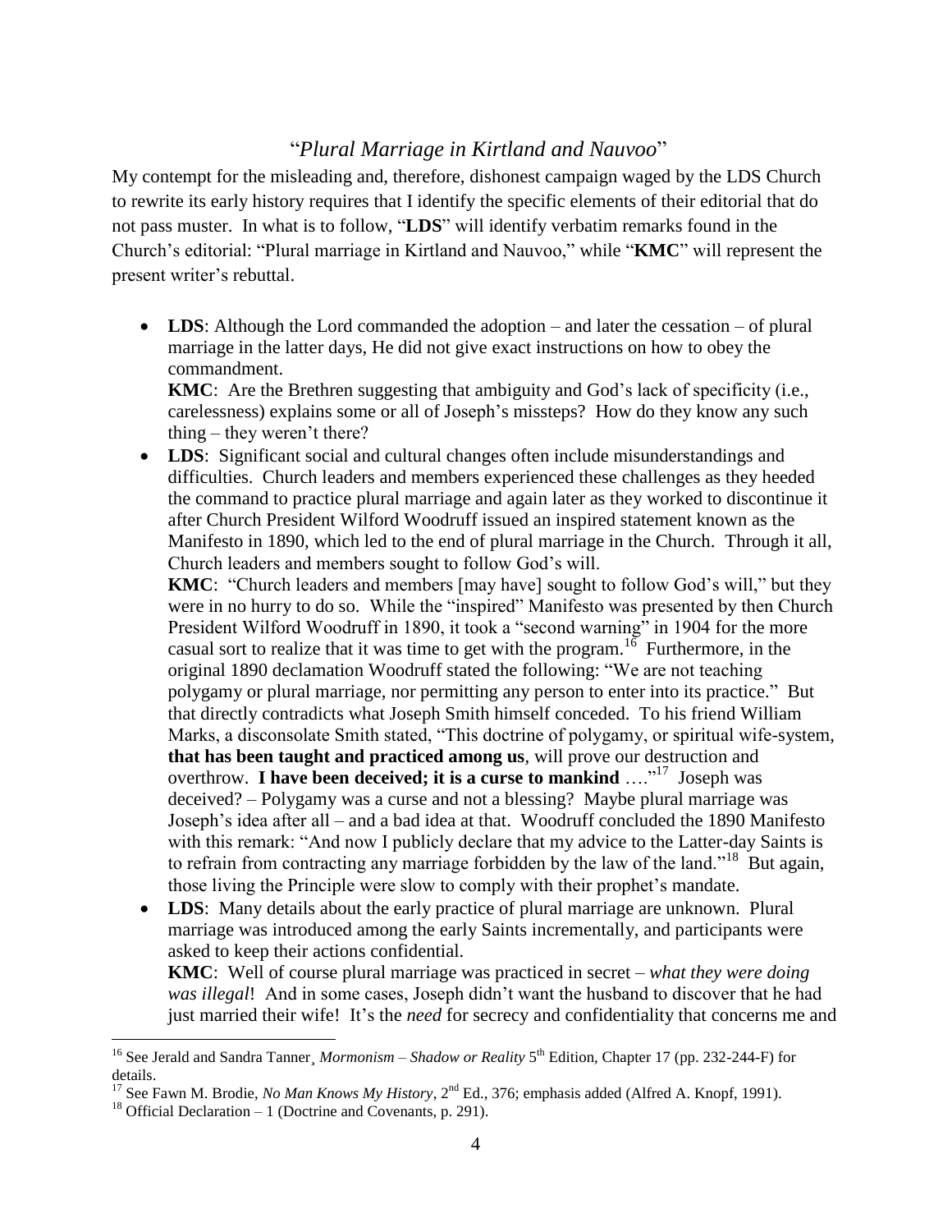## "*Plural Marriage in Kirtland and Nauvoo*"

My contempt for the misleading and, therefore, dishonest campaign waged by the LDS Church to rewrite its early history requires that I identify the specific elements of their editorial that do not pass muster. In what is to follow, "**LDS**" will identify verbatim remarks found in the Church's editorial: "Plural marriage in Kirtland and Nauvoo," while "**KMC**" will represent the present writer's rebuttal.

- **LDS**: Although the Lord commanded the adoption – and later the cessation – of plural marriage in the latter days, He did not give exact instructions on how to obey the commandment.
  **KMC**: Are the Brethren suggesting that ambiguity and God's lack of specificity (i.e., carelessness) explains some or all of Joseph's missteps? How do they know any such thing – they weren't there?
- **LDS**: Significant social and cultural changes often include misunderstandings and difficulties. Church leaders and members experienced these challenges as they heeded the command to practice plural marriage and again later as they worked to discontinue it after Church President Wilford Woodruff issued an inspired statement known as the Manifesto in 1890, which led to the end of plural marriage in the Church. Through it all, Church leaders and members sought to follow God's will.
  **KMC**: "Church leaders and members [may have] sought to follow God's will," but they were in no hurry to do so. While the "inspired" Manifesto was presented by then Church President Wilford Woodruff in 1890, it took a "second warning" in 1904 for the more casual sort to realize that it was time to get with the program.[16] Furthermore, in the original 1890 declamation Woodruff stated the following: "We are not teaching polygamy or plural marriage, nor permitting any person to enter into its practice." But that directly contradicts what Joseph Smith himself conceded. To his friend William Marks, a disconsolate Smith stated, "This doctrine of polygamy, or spiritual wife-system, **that has been taught and practiced among us**, will prove our destruction and overthrow. **I have been deceived; it is a curse to mankind** …."[17] Joseph was deceived? – Polygamy was a curse and not a blessing? Maybe plural marriage was Joseph's idea after all – and a bad idea at that. Woodruff concluded the 1890 Manifesto with this remark: "And now I publicly declare that my advice to the Latter-day Saints is to refrain from contracting any marriage forbidden by the law of the land."[18] But again, those living the Principle were slow to comply with their prophet's mandate.
- **LDS**: Many details about the early practice of plural marriage are unknown. Plural marriage was introduced among the early Saints incrementally, and participants were asked to keep their actions confidential.
  **KMC**: Well of course plural marriage was practiced in secret – *what they were doing was illegal*! And in some cases, Joseph didn't want the husband to discover that he had just married their wife! It's the *need* for secrecy and confidentiality that concerns me and

---

[16] See Jerald and Sandra Tanner¸ *Mormonism – Shadow or Reality* 5th Edition, Chapter 17 (pp. 232-244-F) for details.

[17] See Fawn M. Brodie, *No Man Knows My History*, 2nd Ed., 376; emphasis added (Alfred A. Knopf, 1991).

[18] Official Declaration – 1 (Doctrine and Covenants, p. 291).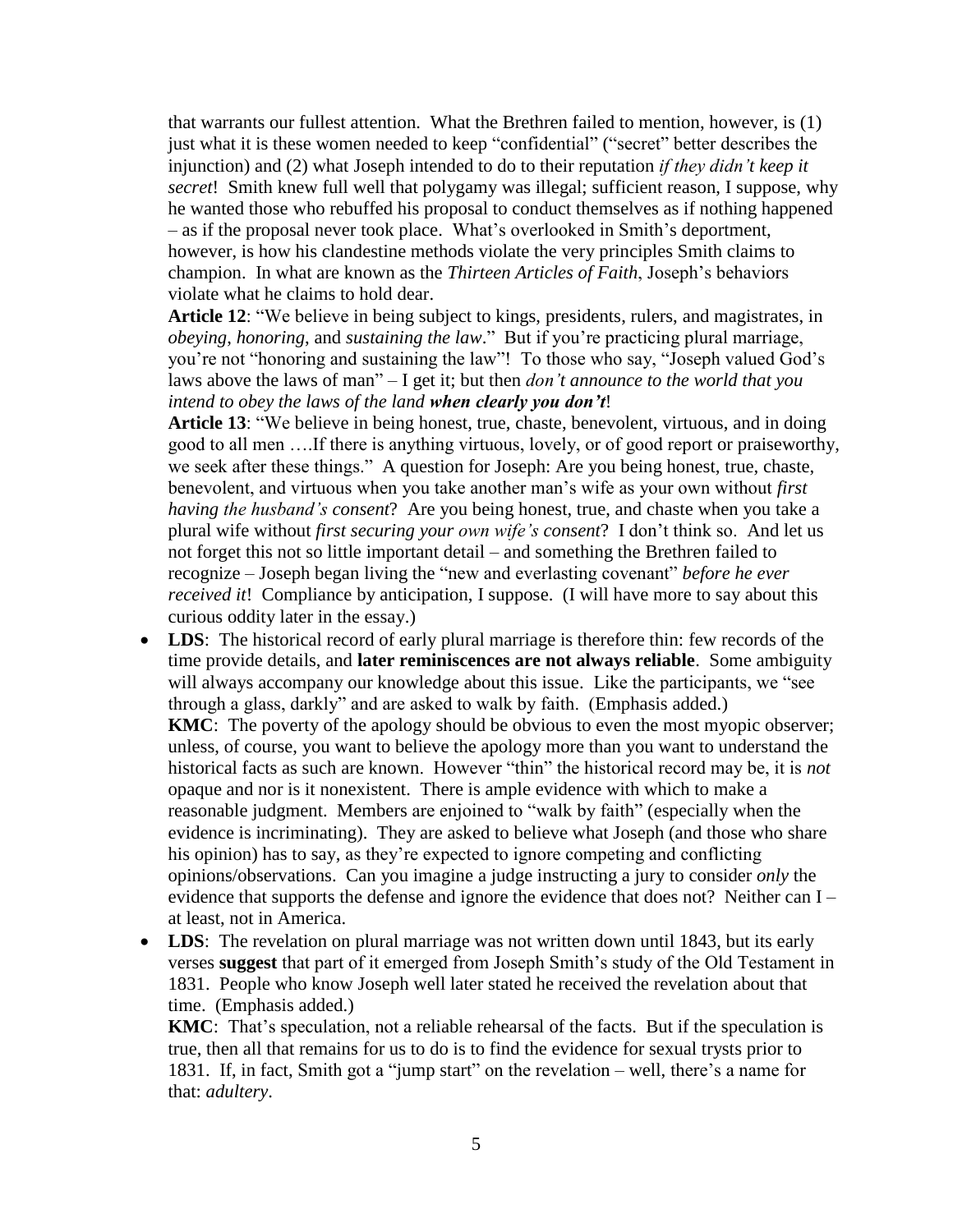that warrants our fullest attention. What the Brethren failed to mention, however, is (1) just what it is these women needed to keep "confidential" ("secret" better describes the injunction) and (2) what Joseph intended to do to their reputation *if they didn't keep it secret*! Smith knew full well that polygamy was illegal; sufficient reason, I suppose, why he wanted those who rebuffed his proposal to conduct themselves as if nothing happened – as if the proposal never took place. What's overlooked in Smith's deportment, however, is how his clandestine methods violate the very principles Smith claims to champion. In what are known as the *Thirteen Articles of Faith*, Joseph's behaviors violate what he claims to hold dear.

**Article 12**: "We believe in being subject to kings, presidents, rulers, and magistrates, in *obeying*, *honoring*, and *sustaining the law*." But if you're practicing plural marriage, you're not "honoring and sustaining the law"! To those who say, "Joseph valued God's laws above the laws of man" – I get it; but then *don't announce to the world that you intend to obey the laws of the land **when clearly you don't***!

**Article 13**: "We believe in being honest, true, chaste, benevolent, virtuous, and in doing good to all men ….If there is anything virtuous, lovely, or of good report or praiseworthy, we seek after these things." A question for Joseph: Are you being honest, true, chaste, benevolent, and virtuous when you take another man's wife as your own without *first having the husband's consent*? Are you being honest, true, and chaste when you take a plural wife without *first securing your own wife's consent*? I don't think so. And let us not forget this not so little important detail – and something the Brethren failed to recognize – Joseph began living the "new and everlasting covenant" *before he ever received it*! Compliance by anticipation, I suppose. (I will have more to say about this curious oddity later in the essay.)

- **LDS**: The historical record of early plural marriage is therefore thin: few records of the time provide details, and **later reminiscences are not always reliable**. Some ambiguity will always accompany our knowledge about this issue. Like the participants, we "see through a glass, darkly" and are asked to walk by faith. (Emphasis added.)
  **KMC**: The poverty of the apology should be obvious to even the most myopic observer; unless, of course, you want to believe the apology more than you want to understand the historical facts as such are known. However "thin" the historical record may be, it is *not* opaque and nor is it nonexistent. There is ample evidence with which to make a reasonable judgment. Members are enjoined to "walk by faith" (especially when the evidence is incriminating). They are asked to believe what Joseph (and those who share his opinion) has to say, as they're expected to ignore competing and conflicting opinions/observations. Can you imagine a judge instructing a jury to consider *only* the evidence that supports the defense and ignore the evidence that does not? Neither can I – at least, not in America.
- **LDS**: The revelation on plural marriage was not written down until 1843, but its early verses **suggest** that part of it emerged from Joseph Smith's study of the Old Testament in 1831. People who know Joseph well later stated he received the revelation about that time. (Emphasis added.)
  **KMC**: That's speculation, not a reliable rehearsal of the facts. But if the speculation is true, then all that remains for us to do is to find the evidence for sexual trysts prior to 1831. If, in fact, Smith got a "jump start" on the revelation – well, there's a name for that: *adultery*.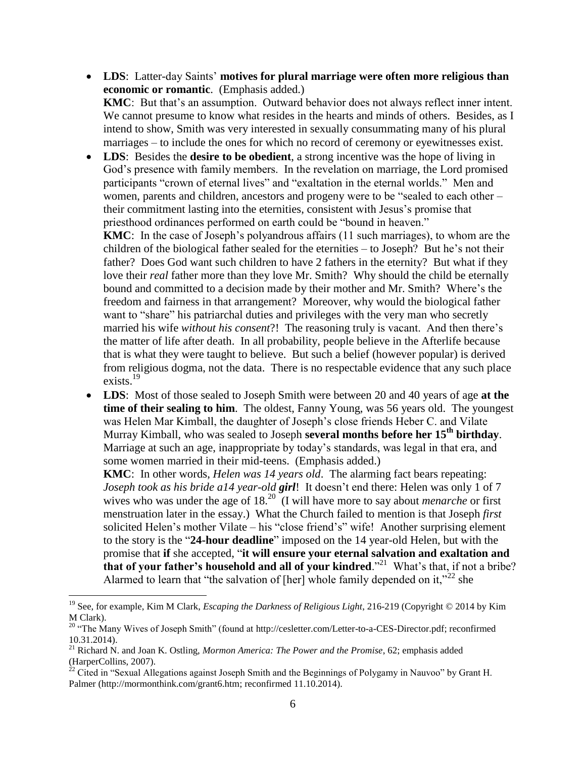- **LDS**: Latter-day Saints' **motives for plural marriage were often more religious than economic or romantic**. (Emphasis added.)
  **KMC**: But that's an assumption. Outward behavior does not always reflect inner intent. We cannot presume to know what resides in the hearts and minds of others. Besides, as I intend to show, Smith was very interested in sexually consummating many of his plural marriages – to include the ones for which no record of ceremony or eyewitnesses exist.
- **LDS**: Besides the **desire to be obedient**, a strong incentive was the hope of living in God's presence with family members. In the revelation on marriage, the Lord promised participants "crown of eternal lives" and "exaltation in the eternal worlds." Men and women, parents and children, ancestors and progeny were to be "sealed to each other – their commitment lasting into the eternities, consistent with Jesus's promise that priesthood ordinances performed on earth could be "bound in heaven."
  **KMC**: In the case of Joseph's polyandrous affairs (11 such marriages), to whom are the children of the biological father sealed for the eternities – to Joseph? But he's not their father? Does God want such children to have 2 fathers in the eternity? But what if they love their *real* father more than they love Mr. Smith? Why should the child be eternally bound and committed to a decision made by their mother and Mr. Smith? Where's the freedom and fairness in that arrangement? Moreover, why would the biological father want to "share" his patriarchal duties and privileges with the very man who secretly married his wife *without his consent*?! The reasoning truly is vacant. And then there's the matter of life after death. In all probability, people believe in the Afterlife because that is what they were taught to believe. But such a belief (however popular) is derived from religious dogma, not the data. There is no respectable evidence that any such place exists.[19]
- **LDS**: Most of those sealed to Joseph Smith were between 20 and 40 years of age **at the time of their sealing to him**. The oldest, Fanny Young, was 56 years old. The youngest was Helen Mar Kimball, the daughter of Joseph's close friends Heber C. and Vilate Murray Kimball, who was sealed to Joseph **several months before her 15th birthday**. Marriage at such an age, inappropriate by today's standards, was legal in that era, and some women married in their mid-teens. (Emphasis added.)
  **KMC**: In other words, *Helen was 14 years old*. The alarming fact bears repeating: *Joseph took as his bride a14 year-old* ***girl***! It doesn't end there: Helen was only 1 of 7 wives who was under the age of 18.[20] (I will have more to say about *menarche* or first menstruation later in the essay.) What the Church failed to mention is that Joseph *first* solicited Helen's mother Vilate – his "close friend's" wife! Another surprising element to the story is the "**24-hour deadline**" imposed on the 14 year-old Helen, but with the promise that **if** she accepted, "**it will ensure your eternal salvation and exaltation and that of your father's household and all of your kindred**."[21] What's that, if not a bribe? Alarmed to learn that "the salvation of [her] whole family depended on it,"[22] she

---

[19] See, for example, Kim M Clark, *Escaping the Darkness of Religious Light*, 216-219 (Copyright © 2014 by Kim M Clark).

[20] "The Many Wives of Joseph Smith" (found at http://cesletter.com/Letter-to-a-CES-Director.pdf; reconfirmed 10.31.2014).

[21] Richard N. and Joan K. Ostling, *Mormon America: The Power and the Promise*, 62; emphasis added (HarperCollins, 2007).

[22] Cited in "Sexual Allegations against Joseph Smith and the Beginnings of Polygamy in Nauvoo" by Grant H. Palmer (http://mormonthink.com/grant6.htm; reconfirmed 11.10.2014).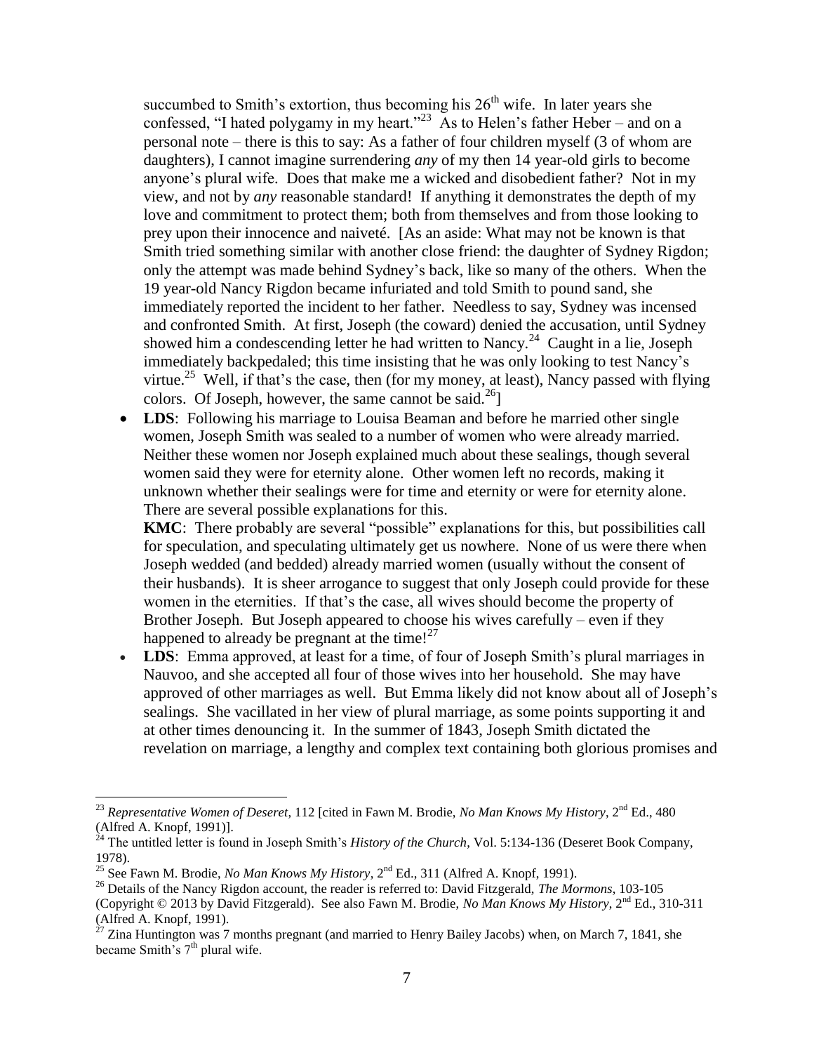succumbed to Smith's extortion, thus becoming his 26th wife. In later years she confessed, "I hated polygamy in my heart."[23] As to Helen's father Heber – and on a personal note – there is this to say: As a father of four children myself (3 of whom are daughters), I cannot imagine surrendering *any* of my then 14 year-old girls to become anyone's plural wife. Does that make me a wicked and disobedient father? Not in my view, and not by *any* reasonable standard! If anything it demonstrates the depth of my love and commitment to protect them; both from themselves and from those looking to prey upon their innocence and naiveté. [As an aside: What may not be known is that Smith tried something similar with another close friend: the daughter of Sydney Rigdon; only the attempt was made behind Sydney's back, like so many of the others. When the 19 year-old Nancy Rigdon became infuriated and told Smith to pound sand, she immediately reported the incident to her father. Needless to say, Sydney was incensed and confronted Smith. At first, Joseph (the coward) denied the accusation, until Sydney showed him a condescending letter he had written to Nancy.[24] Caught in a lie, Joseph immediately backpedaled; this time insisting that he was only looking to test Nancy's virtue.[25] Well, if that's the case, then (for my money, at least), Nancy passed with flying colors. Of Joseph, however, the same cannot be said.[26]]

- **LDS**: Following his marriage to Louisa Beaman and before he married other single women, Joseph Smith was sealed to a number of women who were already married. Neither these women nor Joseph explained much about these sealings, though several women said they were for eternity alone. Other women left no records, making it unknown whether their sealings were for time and eternity or were for eternity alone. There are several possible explanations for this.
  **KMC**: There probably are several "possible" explanations for this, but possibilities call for speculation, and speculating ultimately get us nowhere. None of us were there when Joseph wedded (and bedded) already married women (usually without the consent of their husbands). It is sheer arrogance to suggest that only Joseph could provide for these women in the eternities. If that's the case, all wives should become the property of Brother Joseph. But Joseph appeared to choose his wives carefully – even if they happened to already be pregnant at the time![27]
- **LDS**: Emma approved, at least for a time, of four of Joseph Smith's plural marriages in Nauvoo, and she accepted all four of those wives into her household. She may have approved of other marriages as well. But Emma likely did not know about all of Joseph's sealings. She vacillated in her view of plural marriage, as some points supporting it and at other times denouncing it. In the summer of 1843, Joseph Smith dictated the revelation on marriage, a lengthy and complex text containing both glorious promises and

---

[23] *Representative Women of Deseret*, 112 [cited in Fawn M. Brodie, *No Man Knows My History*, 2nd Ed., 480 (Alfred A. Knopf, 1991)].

[24] The untitled letter is found in Joseph Smith's *History of the Church*, Vol. 5:134-136 (Deseret Book Company, 1978).

[25] See Fawn M. Brodie, *No Man Knows My History*, 2nd Ed., 311 (Alfred A. Knopf, 1991).

[26] Details of the Nancy Rigdon account, the reader is referred to: David Fitzgerald, *The Mormons*, 103-105 (Copyright © 2013 by David Fitzgerald). See also Fawn M. Brodie, *No Man Knows My History*, 2nd Ed., 310-311 (Alfred A. Knopf, 1991).

[27] Zina Huntington was 7 months pregnant (and married to Henry Bailey Jacobs) when, on March 7, 1841, she became Smith's 7th plural wife.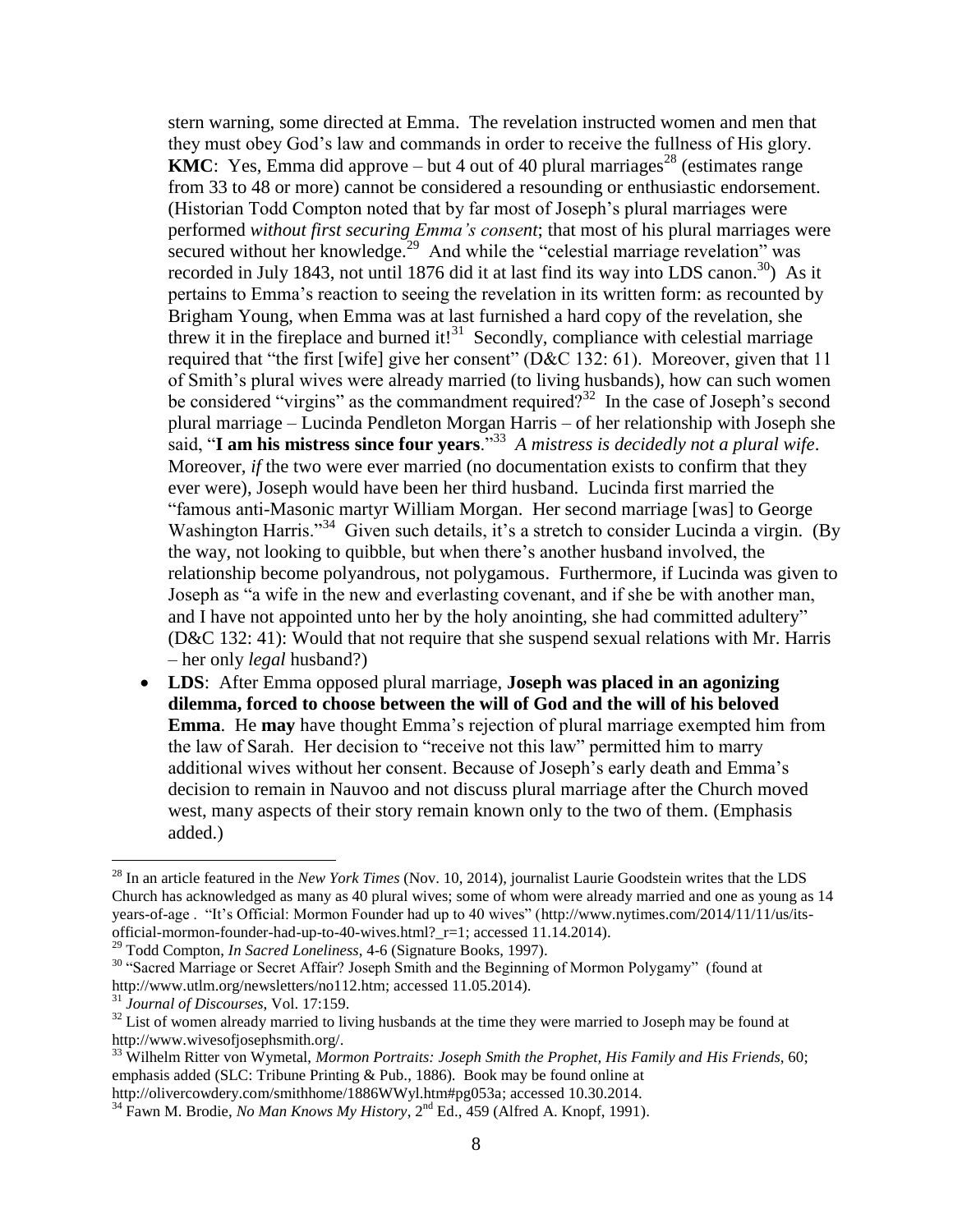stern warning, some directed at Emma. The revelation instructed women and men that they must obey God's law and commands in order to receive the fullness of His glory.
**KMC**: Yes, Emma did approve – but 4 out of 40 plural marriages[28] (estimates range from 33 to 48 or more) cannot be considered a resounding or enthusiastic endorsement. (Historian Todd Compton noted that by far most of Joseph's plural marriages were performed *without first securing Emma's consent*; that most of his plural marriages were secured without her knowledge.[29] And while the "celestial marriage revelation" was recorded in July 1843, not until 1876 did it at last find its way into LDS canon.[30]) As it pertains to Emma's reaction to seeing the revelation in its written form: as recounted by Brigham Young, when Emma was at last furnished a hard copy of the revelation, she threw it in the fireplace and burned it![31] Secondly, compliance with celestial marriage required that "the first [wife] give her consent" (D&C 132: 61). Moreover, given that 11 of Smith's plural wives were already married (to living husbands), how can such women be considered "virgins" as the commandment required?[32] In the case of Joseph's second plural marriage – Lucinda Pendleton Morgan Harris – of her relationship with Joseph she said, "**I am his mistress since four years**."[33] *A mistress is decidedly not a plural wife*. Moreover, *if* the two were ever married (no documentation exists to confirm that they ever were), Joseph would have been her third husband. Lucinda first married the "famous anti-Masonic martyr William Morgan. Her second marriage [was] to George Washington Harris."[34] Given such details, it's a stretch to consider Lucinda a virgin. (By the way, not looking to quibble, but when there's another husband involved, the relationship become polyandrous, not polygamous. Furthermore, if Lucinda was given to Joseph as "a wife in the new and everlasting covenant, and if she be with another man, and I have not appointed unto her by the holy anointing, she had committed adultery" (D&C 132: 41): Would that not require that she suspend sexual relations with Mr. Harris – her only *legal* husband?)

- **LDS**: After Emma opposed plural marriage, **Joseph was placed in an agonizing dilemma, forced to choose between the will of God and the will of his beloved Emma**. He **may** have thought Emma's rejection of plural marriage exempted him from the law of Sarah. Her decision to "receive not this law" permitted him to marry additional wives without her consent. Because of Joseph's early death and Emma's decision to remain in Nauvoo and not discuss plural marriage after the Church moved west, many aspects of their story remain known only to the two of them. (Emphasis added.)

---

[28] In an article featured in the *New York Times* (Nov. 10, 2014), journalist Laurie Goodstein writes that the LDS Church has acknowledged as many as 40 plural wives; some of whom were already married and one as young as 14 years-of-age . "It's Official: Mormon Founder had up to 40 wives" (http://www.nytimes.com/2014/11/11/us/its-official-mormon-founder-had-up-to-40-wives.html?_r=1; accessed 11.14.2014).

[29] Todd Compton, *In Sacred Loneliness*, 4-6 (Signature Books, 1997).

[30] "Sacred Marriage or Secret Affair? Joseph Smith and the Beginning of Mormon Polygamy" (found at http://www.utlm.org/newsletters/no112.htm; accessed 11.05.2014).

[31] *Journal of Discourses*, Vol. 17:159.

[32] List of women already married to living husbands at the time they were married to Joseph may be found at http://www.wivesofjosephsmith.org/.

[33] Wilhelm Ritter von Wymetal, *Mormon Portraits: Joseph Smith the Prophet, His Family and His Friends*, 60; emphasis added (SLC: Tribune Printing & Pub., 1886). Book may be found online at http://olivercowdery.com/smithhome/1886WWyl.htm#pg053a; accessed 10.30.2014.

[34] Fawn M. Brodie, *No Man Knows My History*, 2nd Ed., 459 (Alfred A. Knopf, 1991).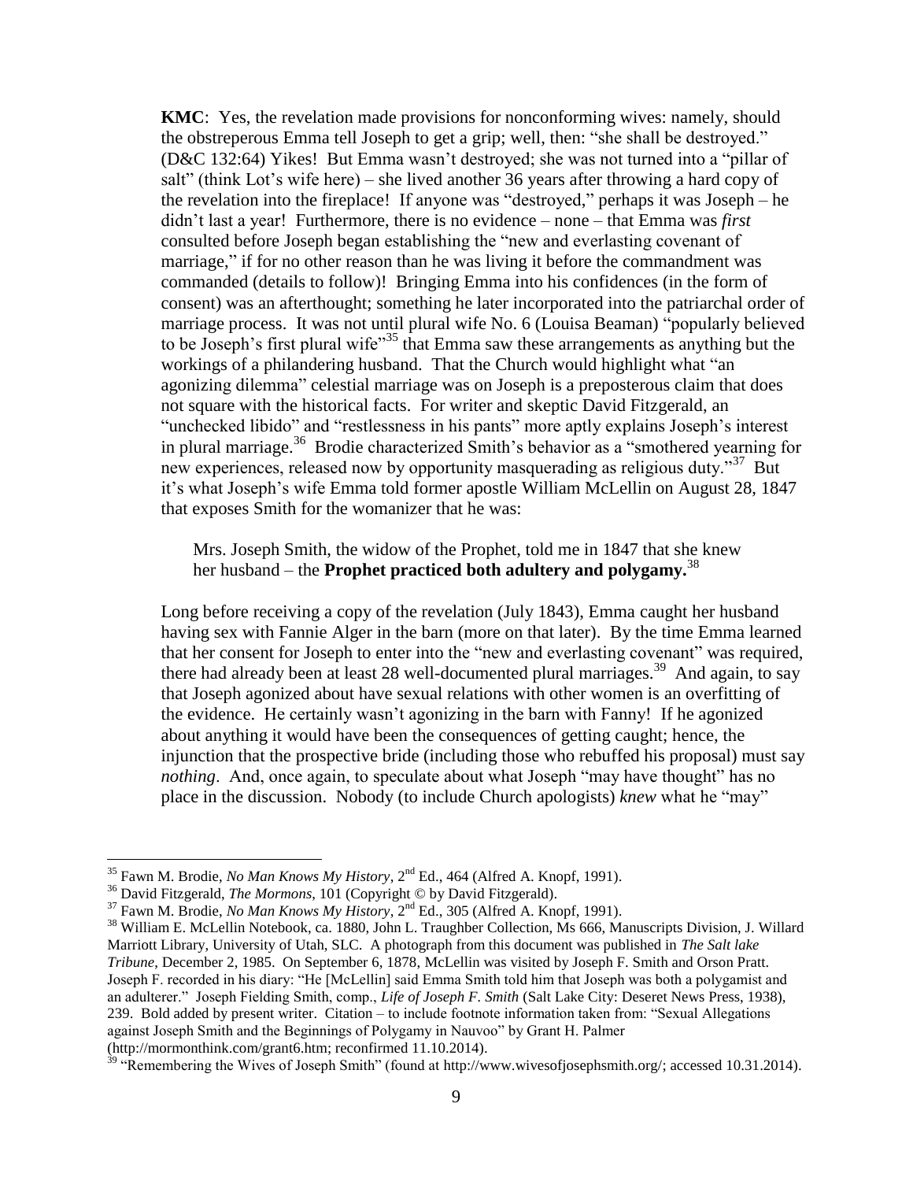**KMC**: Yes, the revelation made provisions for nonconforming wives: namely, should the obstreperous Emma tell Joseph to get a grip; well, then: "she shall be destroyed." (D&C 132:64) Yikes! But Emma wasn't destroyed; she was not turned into a "pillar of salt" (think Lot's wife here) – she lived another 36 years after throwing a hard copy of the revelation into the fireplace! If anyone was "destroyed," perhaps it was Joseph – he didn't last a year! Furthermore, there is no evidence – none – that Emma was *first* consulted before Joseph began establishing the "new and everlasting covenant of marriage," if for no other reason than he was living it before the commandment was commanded (details to follow)! Bringing Emma into his confidences (in the form of consent) was an afterthought; something he later incorporated into the patriarchal order of marriage process. It was not until plural wife No. 6 (Louisa Beaman) "popularly believed to be Joseph's first plural wife"[35] that Emma saw these arrangements as anything but the workings of a philandering husband. That the Church would highlight what "an agonizing dilemma" celestial marriage was on Joseph is a preposterous claim that does not square with the historical facts. For writer and skeptic David Fitzgerald, an "unchecked libido" and "restlessness in his pants" more aptly explains Joseph's interest in plural marriage.[36] Brodie characterized Smith's behavior as a "smothered yearning for new experiences, released now by opportunity masquerading as religious duty."[37] But it's what Joseph's wife Emma told former apostle William McLellin on August 28, 1847 that exposes Smith for the womanizer that he was:

> Mrs. Joseph Smith, the widow of the Prophet, told me in 1847 that she knew her husband – the **Prophet practiced both adultery and polygamy.**[38]

Long before receiving a copy of the revelation (July 1843), Emma caught her husband having sex with Fannie Alger in the barn (more on that later). By the time Emma learned that her consent for Joseph to enter into the "new and everlasting covenant" was required, there had already been at least 28 well-documented plural marriages.[39] And again, to say that Joseph agonized about have sexual relations with other women is an overfitting of the evidence. He certainly wasn't agonizing in the barn with Fanny! If he agonized about anything it would have been the consequences of getting caught; hence, the injunction that the prospective bride (including those who rebuffed his proposal) must say *nothing*. And, once again, to speculate about what Joseph "may have thought" has no place in the discussion. Nobody (to include Church apologists) *knew* what he "may"

---

[35] Fawn M. Brodie, *No Man Knows My History*, 2nd Ed., 464 (Alfred A. Knopf, 1991).

[36] David Fitzgerald, *The Mormons*, 101 (Copyright © by David Fitzgerald).

[37] Fawn M. Brodie, *No Man Knows My History*, 2nd Ed., 305 (Alfred A. Knopf, 1991).

[38] William E. McLellin Notebook, ca. 1880, John L. Traughber Collection, Ms 666, Manuscripts Division, J. Willard Marriott Library, University of Utah, SLC. A photograph from this document was published in *The Salt lake Tribune*, December 2, 1985. On September 6, 1878, McLellin was visited by Joseph F. Smith and Orson Pratt. Joseph F. recorded in his diary: "He [McLellin] said Emma Smith told him that Joseph was both a polygamist and an adulterer." Joseph Fielding Smith, comp., *Life of Joseph F. Smith* (Salt Lake City: Deseret News Press, 1938), 239. Bold added by present writer. Citation – to include footnote information taken from: "Sexual Allegations against Joseph Smith and the Beginnings of Polygamy in Nauvoo" by Grant H. Palmer (http://mormonthink.com/grant6.htm; reconfirmed 11.10.2014).

[39] "Remembering the Wives of Joseph Smith" (found at http://www.wivesofjosephsmith.org/; accessed 10.31.2014).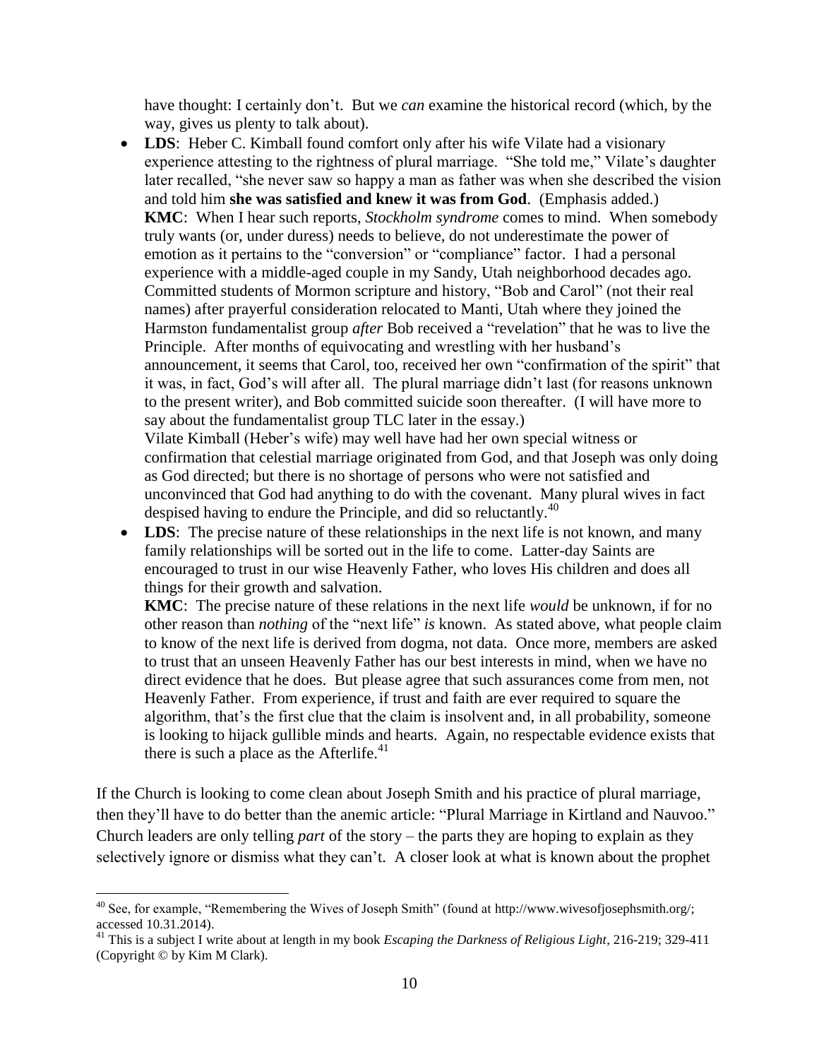have thought: I certainly don't. But we *can* examine the historical record (which, by the way, gives us plenty to talk about).

- **LDS**: Heber C. Kimball found comfort only after his wife Vilate had a visionary experience attesting to the rightness of plural marriage. "She told me," Vilate's daughter later recalled, "she never saw so happy a man as father was when she described the vision and told him **she was satisfied and knew it was from God**. (Emphasis added.)
  **KMC**: When I hear such reports, *Stockholm syndrome* comes to mind. When somebody truly wants (or, under duress) needs to believe, do not underestimate the power of emotion as it pertains to the "conversion" or "compliance" factor. I had a personal experience with a middle-aged couple in my Sandy, Utah neighborhood decades ago. Committed students of Mormon scripture and history, "Bob and Carol" (not their real names) after prayerful consideration relocated to Manti, Utah where they joined the Harmston fundamentalist group *after* Bob received a "revelation" that he was to live the Principle. After months of equivocating and wrestling with her husband's announcement, it seems that Carol, too, received her own "confirmation of the spirit" that it was, in fact, God's will after all. The plural marriage didn't last (for reasons unknown to the present writer), and Bob committed suicide soon thereafter. (I will have more to say about the fundamentalist group TLC later in the essay.)
  Vilate Kimball (Heber's wife) may well have had her own special witness or confirmation that celestial marriage originated from God, and that Joseph was only doing as God directed; but there is no shortage of persons who were not satisfied and unconvinced that God had anything to do with the covenant. Many plural wives in fact despised having to endure the Principle, and did so reluctantly.[40]

- **LDS**: The precise nature of these relationships in the next life is not known, and many family relationships will be sorted out in the life to come. Latter-day Saints are encouraged to trust in our wise Heavenly Father, who loves His children and does all things for their growth and salvation.
  **KMC**: The precise nature of these relations in the next life *would* be unknown, if for no other reason than *nothing* of the "next life" *is* known. As stated above, what people claim to know of the next life is derived from dogma, not data. Once more, members are asked to trust that an unseen Heavenly Father has our best interests in mind, when we have no direct evidence that he does. But please agree that such assurances come from men, not Heavenly Father. From experience, if trust and faith are ever required to square the algorithm, that's the first clue that the claim is insolvent and, in all probability, someone is looking to hijack gullible minds and hearts. Again, no respectable evidence exists that there is such a place as the Afterlife.[41]

If the Church is looking to come clean about Joseph Smith and his practice of plural marriage, then they'll have to do better than the anemic article: "Plural Marriage in Kirtland and Nauvoo." Church leaders are only telling *part* of the story – the parts they are hoping to explain as they selectively ignore or dismiss what they can't. A closer look at what is known about the prophet

---

[40] See, for example, "Remembering the Wives of Joseph Smith" (found at http://www.wivesofjosephsmith.org/; accessed 10.31.2014).

[41] This is a subject I write about at length in my book *Escaping the Darkness of Religious Light*, 216-219; 329-411 (Copyright © by Kim M Clark).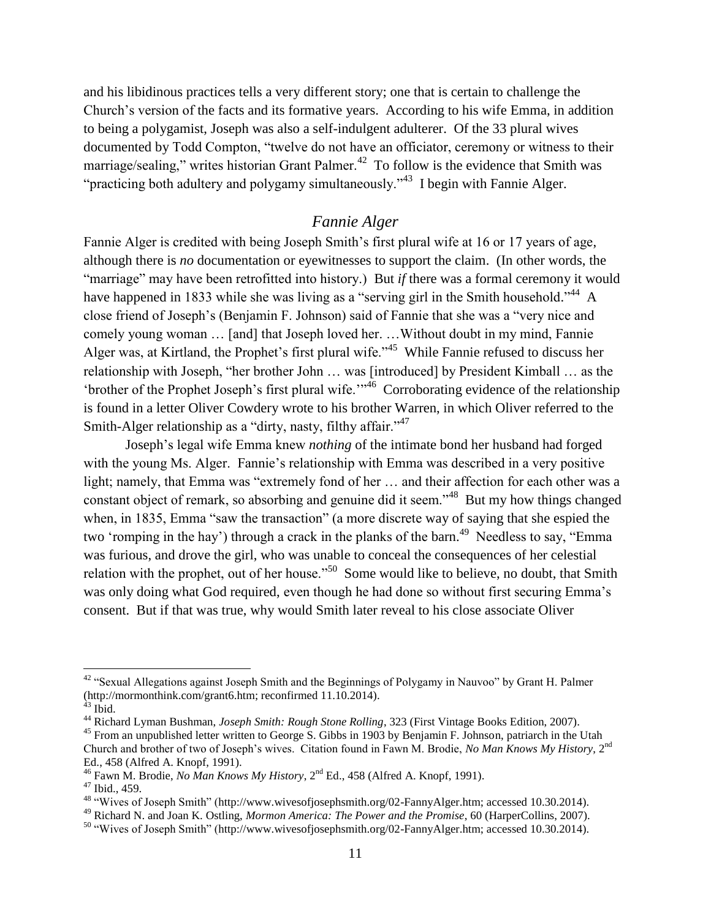and his libidinous practices tells a very different story; one that is certain to challenge the Church's version of the facts and its formative years. According to his wife Emma, in addition to being a polygamist, Joseph was also a self-indulgent adulterer. Of the 33 plural wives documented by Todd Compton, "twelve do not have an officiator, ceremony or witness to their marriage/sealing," writes historian Grant Palmer.[42] To follow is the evidence that Smith was "practicing both adultery and polygamy simultaneously."[43] I begin with Fannie Alger.

## *Fannie Alger*

Fannie Alger is credited with being Joseph Smith's first plural wife at 16 or 17 years of age, although there is *no* documentation or eyewitnesses to support the claim. (In other words, the "marriage" may have been retrofitted into history.) But *if* there was a formal ceremony it would have happened in 1833 while she was living as a "serving girl in the Smith household."[44] A close friend of Joseph's (Benjamin F. Johnson) said of Fannie that she was a "very nice and comely young woman … [and] that Joseph loved her. …Without doubt in my mind, Fannie Alger was, at Kirtland, the Prophet's first plural wife."[45] While Fannie refused to discuss her relationship with Joseph, "her brother John … was [introduced] by President Kimball … as the 'brother of the Prophet Joseph's first plural wife.'"[46] Corroborating evidence of the relationship is found in a letter Oliver Cowdery wrote to his brother Warren, in which Oliver referred to the Smith-Alger relationship as a "dirty, nasty, filthy affair."[47]

Joseph's legal wife Emma knew *nothing* of the intimate bond her husband had forged with the young Ms. Alger. Fannie's relationship with Emma was described in a very positive light; namely, that Emma was "extremely fond of her … and their affection for each other was a constant object of remark, so absorbing and genuine did it seem."[48] But my how things changed when, in 1835, Emma "saw the transaction" (a more discrete way of saying that she espied the two 'romping in the hay') through a crack in the planks of the barn.[49] Needless to say, "Emma was furious, and drove the girl, who was unable to conceal the consequences of her celestial relation with the prophet, out of her house."[50] Some would like to believe, no doubt, that Smith was only doing what God required, even though he had done so without first securing Emma's consent. But if that was true, why would Smith later reveal to his close associate Oliver

---

[42] "Sexual Allegations against Joseph Smith and the Beginnings of Polygamy in Nauvoo" by Grant H. Palmer (http://mormonthink.com/grant6.htm; reconfirmed 11.10.2014).

[43] Ibid.

[44] Richard Lyman Bushman, *Joseph Smith: Rough Stone Rolling*, 323 (First Vintage Books Edition, 2007).

[45] From an unpublished letter written to George S. Gibbs in 1903 by Benjamin F. Johnson, patriarch in the Utah Church and brother of two of Joseph's wives. Citation found in Fawn M. Brodie, *No Man Knows My History*, 2nd Ed., 458 (Alfred A. Knopf, 1991).

[46] Fawn M. Brodie, *No Man Knows My History*, 2nd Ed., 458 (Alfred A. Knopf, 1991).

[47] Ibid., 459.

[48] "Wives of Joseph Smith" (http://www.wivesofjosephsmith.org/02-FannyAlger.htm; accessed 10.30.2014).

[49] Richard N. and Joan K. Ostling, *Mormon America: The Power and the Promise*, 60 (HarperCollins, 2007).

[50] "Wives of Joseph Smith" (http://www.wivesofjosephsmith.org/02-FannyAlger.htm; accessed 10.30.2014).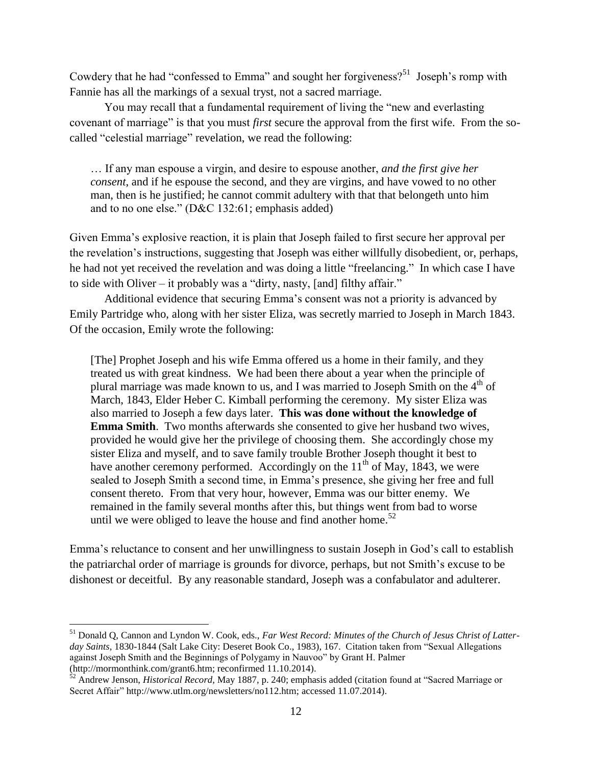Cowdery that he had "confessed to Emma" and sought her forgiveness?[51] Joseph's romp with Fannie has all the markings of a sexual tryst, not a sacred marriage.

You may recall that a fundamental requirement of living the "new and everlasting covenant of marriage" is that you must *first* secure the approval from the first wife. From the so-called "celestial marriage" revelation, we read the following:

> … If any man espouse a virgin, and desire to espouse another, *and the first give her consent*, and if he espouse the second, and they are virgins, and have vowed to no other man, then is he justified; he cannot commit adultery with that that belongeth unto him and to no one else." (D&C 132:61; emphasis added)

Given Emma's explosive reaction, it is plain that Joseph failed to first secure her approval per the revelation's instructions, suggesting that Joseph was either willfully disobedient, or, perhaps, he had not yet received the revelation and was doing a little "freelancing." In which case I have to side with Oliver – it probably was a "dirty, nasty, [and] filthy affair."

Additional evidence that securing Emma's consent was not a priority is advanced by Emily Partridge who, along with her sister Eliza, was secretly married to Joseph in March 1843. Of the occasion, Emily wrote the following:

> [The] Prophet Joseph and his wife Emma offered us a home in their family, and they treated us with great kindness. We had been there about a year when the principle of plural marriage was made known to us, and I was married to Joseph Smith on the 4th of March, 1843, Elder Heber C. Kimball performing the ceremony. My sister Eliza was also married to Joseph a few days later. **This was done without the knowledge of Emma Smith**. Two months afterwards she consented to give her husband two wives, provided he would give her the privilege of choosing them. She accordingly chose my sister Eliza and myself, and to save family trouble Brother Joseph thought it best to have another ceremony performed. Accordingly on the 11th of May, 1843, we were sealed to Joseph Smith a second time, in Emma's presence, she giving her free and full consent thereto. From that very hour, however, Emma was our bitter enemy. We remained in the family several months after this, but things went from bad to worse until we were obliged to leave the house and find another home.[52]

Emma's reluctance to consent and her unwillingness to sustain Joseph in God's call to establish the patriarchal order of marriage is grounds for divorce, perhaps, but not Smith's excuse to be dishonest or deceitful. By any reasonable standard, Joseph was a confabulator and adulterer.

---

[51] Donald Q, Cannon and Lyndon W. Cook, eds., *Far West Record: Minutes of the Church of Jesus Christ of Latter-day Saints*, 1830-1844 (Salt Lake City: Deseret Book Co., 1983), 167. Citation taken from "Sexual Allegations against Joseph Smith and the Beginnings of Polygamy in Nauvoo" by Grant H. Palmer (http://mormonthink.com/grant6.htm; reconfirmed 11.10.2014).

[52] Andrew Jenson, *Historical Record*, May 1887, p. 240; emphasis added (citation found at "Sacred Marriage or Secret Affair" http://www.utlm.org/newsletters/no112.htm; accessed 11.07.2014).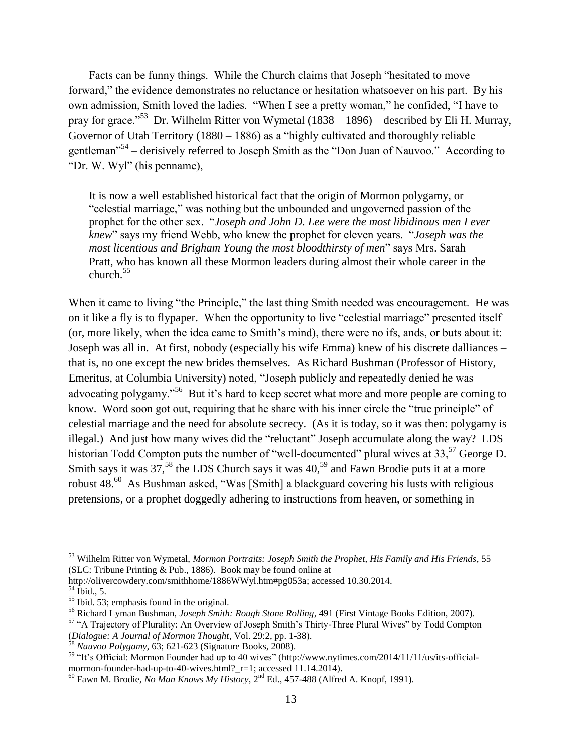Facts can be funny things. While the Church claims that Joseph "hesitated to move forward," the evidence demonstrates no reluctance or hesitation whatsoever on his part. By his own admission, Smith loved the ladies. "When I see a pretty woman," he confided, "I have to pray for grace."[53] Dr. Wilhelm Ritter von Wymetal (1838 – 1896) – described by Eli H. Murray, Governor of Utah Territory (1880 – 1886) as a "highly cultivated and thoroughly reliable gentleman"[54] – derisively referred to Joseph Smith as the "Don Juan of Nauvoo." According to "Dr. W. Wyl" (his penname),

> It is now a well established historical fact that the origin of Mormon polygamy, or "celestial marriage," was nothing but the unbounded and ungoverned passion of the prophet for the other sex. "*Joseph and John D. Lee were the most libidinous men I ever knew*" says my friend Webb, who knew the prophet for eleven years. "*Joseph was the most licentious and Brigham Young the most bloodthirsty of men*" says Mrs. Sarah Pratt, who has known all these Mormon leaders during almost their whole career in the church.[55]

When it came to living "the Principle," the last thing Smith needed was encouragement. He was on it like a fly is to flypaper. When the opportunity to live "celestial marriage" presented itself (or, more likely, when the idea came to Smith's mind), there were no ifs, ands, or buts about it: Joseph was all in. At first, nobody (especially his wife Emma) knew of his discrete dalliances – that is, no one except the new brides themselves. As Richard Bushman (Professor of History, Emeritus, at Columbia University) noted, "Joseph publicly and repeatedly denied he was advocating polygamy."[56] But it's hard to keep secret what more and more people are coming to know. Word soon got out, requiring that he share with his inner circle the "true principle" of celestial marriage and the need for absolute secrecy. (As it is today, so it was then: polygamy is illegal.) And just how many wives did the "reluctant" Joseph accumulate along the way? LDS historian Todd Compton puts the number of "well-documented" plural wives at 33,[57] George D. Smith says it was 37,[58] the LDS Church says it was 40,[59] and Fawn Brodie puts it at a more robust 48.[60] As Bushman asked, "Was [Smith] a blackguard covering his lusts with religious pretensions, or a prophet doggedly adhering to instructions from heaven, or something in

---

[53] Wilhelm Ritter von Wymetal, *Mormon Portraits: Joseph Smith the Prophet, His Family and His Friends*, 55 (SLC: Tribune Printing & Pub., 1886). Book may be found online at http://olivercowdery.com/smithhome/1886WWyl.htm#pg053a; accessed 10.30.2014.

[54] Ibid., 5.

[55] Ibid. 53; emphasis found in the original.

[56] Richard Lyman Bushman, *Joseph Smith: Rough Stone Rolling*, 491 (First Vintage Books Edition, 2007).

[57] "A Trajectory of Plurality: An Overview of Joseph Smith's Thirty-Three Plural Wives" by Todd Compton (*Dialogue: A Journal of Mormon Thought*, Vol. 29:2, pp. 1-38).

[58] *Nauvoo Polygamy*, 63; 621-623 (Signature Books, 2008).

[59] "It's Official: Mormon Founder had up to 40 wives" (http://www.nytimes.com/2014/11/11/us/its-official-mormon-founder-had-up-to-40-wives.html?_r=1; accessed 11.14.2014).

[60] Fawn M. Brodie, *No Man Knows My History*, 2nd Ed., 457-488 (Alfred A. Knopf, 1991).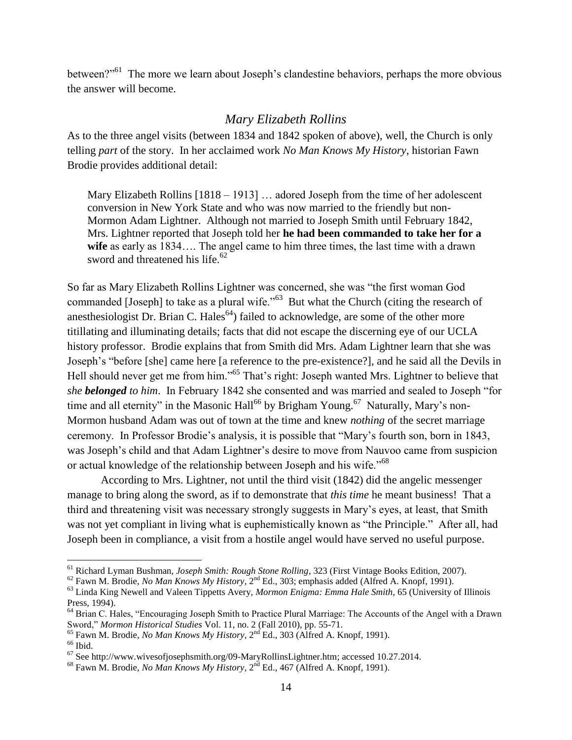between?"[61] The more we learn about Joseph's clandestine behaviors, perhaps the more obvious the answer will become.

## *Mary Elizabeth Rollins*

As to the three angel visits (between 1834 and 1842 spoken of above), well, the Church is only telling *part* of the story. In her acclaimed work *No Man Knows My History*, historian Fawn Brodie provides additional detail:

> Mary Elizabeth Rollins [1818 – 1913] … adored Joseph from the time of her adolescent conversion in New York State and who was now married to the friendly but non-Mormon Adam Lightner. Although not married to Joseph Smith until February 1842, Mrs. Lightner reported that Joseph told her **he had been commanded to take her for a wife** as early as 1834…. The angel came to him three times, the last time with a drawn sword and threatened his life.[62]

So far as Mary Elizabeth Rollins Lightner was concerned, she was "the first woman God commanded [Joseph] to take as a plural wife."[63] But what the Church (citing the research of anesthesiologist Dr. Brian C. Hales[64]) failed to acknowledge, are some of the other more titillating and illuminating details; facts that did not escape the discerning eye of our UCLA history professor. Brodie explains that from Smith did Mrs. Adam Lightner learn that she was Joseph's "before [she] came here [a reference to the pre-existence?], and he said all the Devils in Hell should never get me from him."[65] That's right: Joseph wanted Mrs. Lightner to believe that *she **belonged** to him*. In February 1842 she consented and was married and sealed to Joseph "for time and all eternity" in the Masonic Hall[66] by Brigham Young.[67] Naturally, Mary's non-Mormon husband Adam was out of town at the time and knew *nothing* of the secret marriage ceremony. In Professor Brodie's analysis, it is possible that "Mary's fourth son, born in 1843, was Joseph's child and that Adam Lightner's desire to move from Nauvoo came from suspicion or actual knowledge of the relationship between Joseph and his wife."[68]

According to Mrs. Lightner, not until the third visit (1842) did the angelic messenger manage to bring along the sword, as if to demonstrate that *this time* he meant business! That a third and threatening visit was necessary strongly suggests in Mary's eyes, at least, that Smith was not yet compliant in living what is euphemistically known as "the Principle." After all, had Joseph been in compliance, a visit from a hostile angel would have served no useful purpose.

---

[61] Richard Lyman Bushman, *Joseph Smith: Rough Stone Rolling*, 323 (First Vintage Books Edition, 2007).

[62] Fawn M. Brodie, *No Man Knows My History*, 2nd Ed., 303; emphasis added (Alfred A. Knopf, 1991).

[63] Linda King Newell and Valeen Tippetts Avery, *Mormon Enigma: Emma Hale Smith*, 65 (University of Illinois Press, 1994).

[64] Brian C. Hales, "Encouraging Joseph Smith to Practice Plural Marriage: The Accounts of the Angel with a Drawn Sword," *Mormon Historical Studies* Vol. 11, no. 2 (Fall 2010), pp. 55-71.

[65] Fawn M. Brodie, *No Man Knows My History*, 2nd Ed., 303 (Alfred A. Knopf, 1991).

[66] Ibid.

[67] See http://www.wivesofjosephsmith.org/09-MaryRollinsLightner.htm; accessed 10.27.2014.

[68] Fawn M. Brodie, *No Man Knows My History*, 2nd Ed., 467 (Alfred A. Knopf, 1991).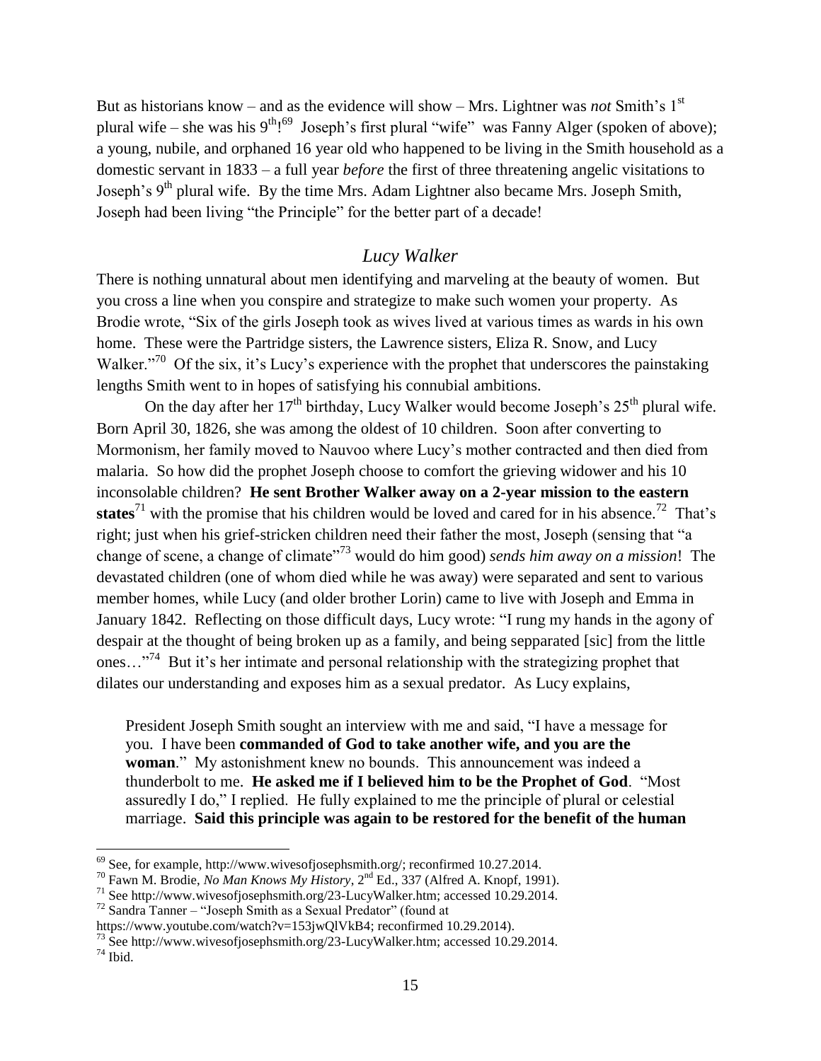But as historians know – and as the evidence will show – Mrs. Lightner was *not* Smith's 1st plural wife – she was his 9th![69] Joseph's first plural "wife" was Fanny Alger (spoken of above); a young, nubile, and orphaned 16 year old who happened to be living in the Smith household as a domestic servant in 1833 – a full year *before* the first of three threatening angelic visitations to Joseph's 9th plural wife. By the time Mrs. Adam Lightner also became Mrs. Joseph Smith, Joseph had been living "the Principle" for the better part of a decade!

## *Lucy Walker*

There is nothing unnatural about men identifying and marveling at the beauty of women. But you cross a line when you conspire and strategize to make such women your property. As Brodie wrote, "Six of the girls Joseph took as wives lived at various times as wards in his own home. These were the Partridge sisters, the Lawrence sisters, Eliza R. Snow, and Lucy Walker."[70] Of the six, it's Lucy's experience with the prophet that underscores the painstaking lengths Smith went to in hopes of satisfying his connubial ambitions.

On the day after her 17th birthday, Lucy Walker would become Joseph's 25th plural wife. Born April 30, 1826, she was among the oldest of 10 children. Soon after converting to Mormonism, her family moved to Nauvoo where Lucy's mother contracted and then died from malaria. So how did the prophet Joseph choose to comfort the grieving widower and his 10 inconsolable children? **He sent Brother Walker away on a 2-year mission to the eastern states**[71] with the promise that his children would be loved and cared for in his absence.[72] That's right; just when his grief-stricken children need their father the most, Joseph (sensing that "a change of scene, a change of climate"[73] would do him good) *sends him away on a mission*! The devastated children (one of whom died while he was away) were separated and sent to various member homes, while Lucy (and older brother Lorin) came to live with Joseph and Emma in January 1842. Reflecting on those difficult days, Lucy wrote: "I rung my hands in the agony of despair at the thought of being broken up as a family, and being sepparated [sic] from the little ones…"[74] But it's her intimate and personal relationship with the strategizing prophet that dilates our understanding and exposes him as a sexual predator. As Lucy explains,

> President Joseph Smith sought an interview with me and said, "I have a message for you. I have been **commanded of God to take another wife, and you are the woman**." My astonishment knew no bounds. This announcement was indeed a thunderbolt to me. **He asked me if I believed him to be the Prophet of God**. "Most assuredly I do," I replied. He fully explained to me the principle of plural or celestial marriage. **Said this principle was again to be restored for the benefit of the human**

---

[69] See, for example, http://www.wivesofjosephsmith.org/; reconfirmed 10.27.2014.

[70] Fawn M. Brodie, *No Man Knows My History*, 2nd Ed., 337 (Alfred A. Knopf, 1991).

[71] See http://www.wivesofjosephsmith.org/23-LucyWalker.htm; accessed 10.29.2014.

[72] Sandra Tanner – "Joseph Smith as a Sexual Predator" (found at https://www.youtube.com/watch?v=153jwQlVkB4; reconfirmed 10.29.2014).

[73] See http://www.wivesofjosephsmith.org/23-LucyWalker.htm; accessed 10.29.2014.

[74] Ibid.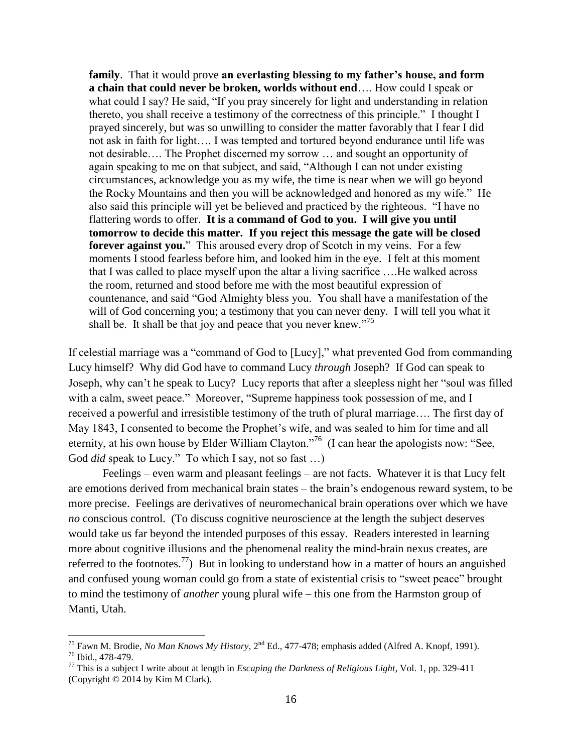> **family**. That it would prove **an everlasting blessing to my father's house, and form a chain that could never be broken, worlds without end**…. How could I speak or what could I say? He said, "If you pray sincerely for light and understanding in relation thereto, you shall receive a testimony of the correctness of this principle." I thought I prayed sincerely, but was so unwilling to consider the matter favorably that I fear I did not ask in faith for light…. I was tempted and tortured beyond endurance until life was not desirable…. The Prophet discerned my sorrow … and sought an opportunity of again speaking to me on that subject, and said, "Although I can not under existing circumstances, acknowledge you as my wife, the time is near when we will go beyond the Rocky Mountains and then you will be acknowledged and honored as my wife." He also said this principle will yet be believed and practiced by the righteous. "I have no flattering words to offer. **It is a command of God to you. I will give you until tomorrow to decide this matter. If you reject this message the gate will be closed forever against you.**" This aroused every drop of Scotch in my veins. For a few moments I stood fearless before him, and looked him in the eye. I felt at this moment that I was called to place myself upon the altar a living sacrifice ….He walked across the room, returned and stood before me with the most beautiful expression of countenance, and said "God Almighty bless you. You shall have a manifestation of the will of God concerning you; a testimony that you can never deny. I will tell you what it shall be. It shall be that joy and peace that you never knew."[75]

If celestial marriage was a "command of God to [Lucy]," what prevented God from commanding Lucy himself? Why did God have to command Lucy *through* Joseph? If God can speak to Joseph, why can't he speak to Lucy? Lucy reports that after a sleepless night her "soul was filled with a calm, sweet peace." Moreover, "Supreme happiness took possession of me, and I received a powerful and irresistible testimony of the truth of plural marriage…. The first day of May 1843, I consented to become the Prophet's wife, and was sealed to him for time and all eternity, at his own house by Elder William Clayton."[76] (I can hear the apologists now: "See, God *did* speak to Lucy." To which I say, not so fast …)

Feelings – even warm and pleasant feelings – are not facts. Whatever it is that Lucy felt are emotions derived from mechanical brain states – the brain's endogenous reward system, to be more precise. Feelings are derivatives of neuromechanical brain operations over which we have *no* conscious control. (To discuss cognitive neuroscience at the length the subject deserves would take us far beyond the intended purposes of this essay. Readers interested in learning more about cognitive illusions and the phenomenal reality the mind-brain nexus creates, are referred to the footnotes.[77]) But in looking to understand how in a matter of hours an anguished and confused young woman could go from a state of existential crisis to "sweet peace" brought to mind the testimony of *another* young plural wife – this one from the Harmston group of Manti, Utah.

---

[75] Fawn M. Brodie, *No Man Knows My History*, 2nd Ed., 477-478; emphasis added (Alfred A. Knopf, 1991).

[76] Ibid., 478-479.

[77] This is a subject I write about at length in *Escaping the Darkness of Religious Light*, Vol. 1, pp. 329-411 (Copyright © 2014 by Kim M Clark).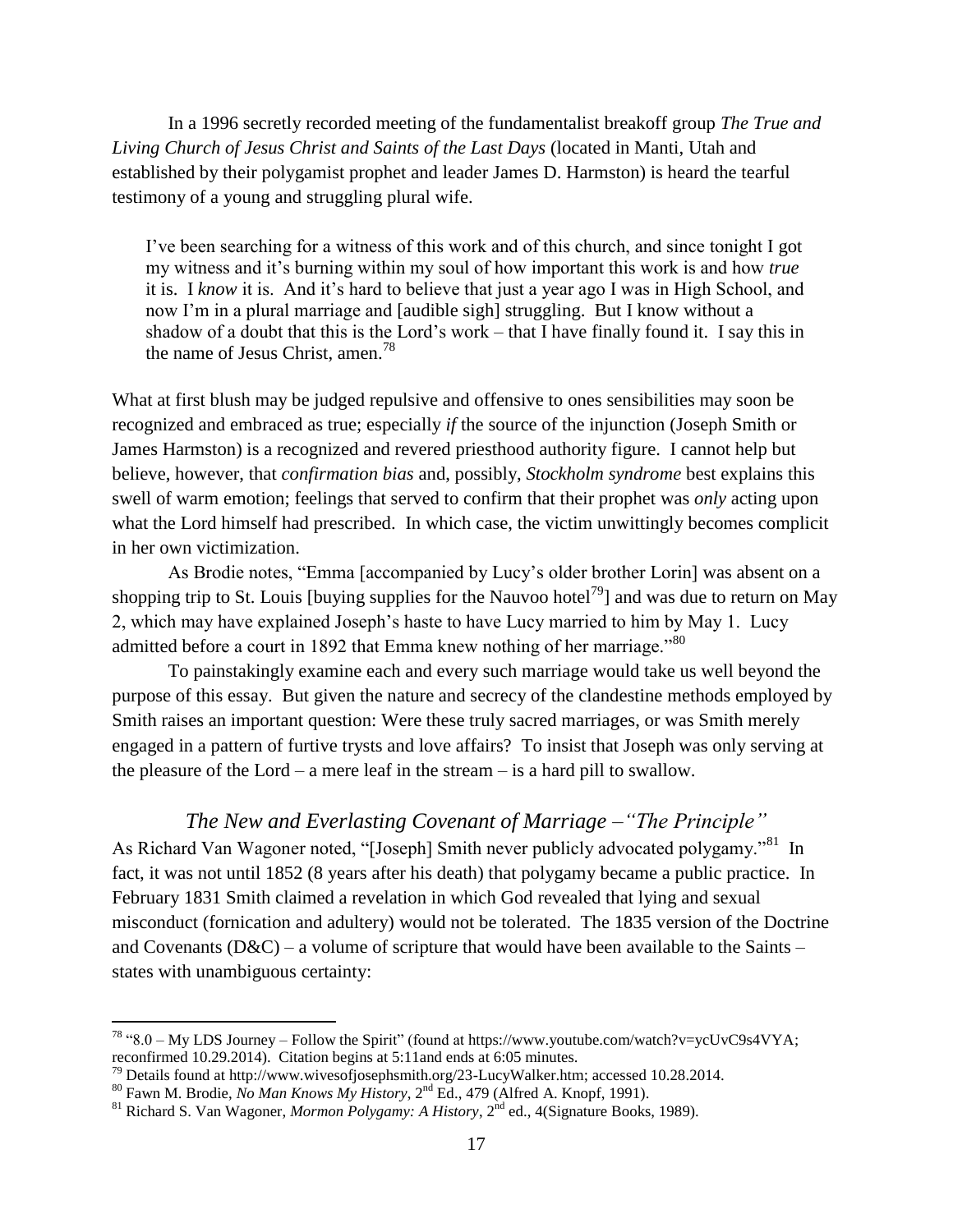In a 1996 secretly recorded meeting of the fundamentalist breakoff group *The True and Living Church of Jesus Christ and Saints of the Last Days* (located in Manti, Utah and established by their polygamist prophet and leader James D. Harmston) is heard the tearful testimony of a young and struggling plural wife.

> I've been searching for a witness of this work and of this church, and since tonight I got my witness and it's burning within my soul of how important this work is and how *true* it is. I *know* it is. And it's hard to believe that just a year ago I was in High School, and now I'm in a plural marriage and [audible sigh] struggling. But I know without a shadow of a doubt that this is the Lord's work – that I have finally found it. I say this in the name of Jesus Christ, amen.[78]

What at first blush may be judged repulsive and offensive to ones sensibilities may soon be recognized and embraced as true; especially *if* the source of the injunction (Joseph Smith or James Harmston) is a recognized and revered priesthood authority figure. I cannot help but believe, however, that *confirmation bias* and, possibly, *Stockholm syndrome* best explains this swell of warm emotion; feelings that served to confirm that their prophet was *only* acting upon what the Lord himself had prescribed. In which case, the victim unwittingly becomes complicit in her own victimization.

As Brodie notes, "Emma [accompanied by Lucy's older brother Lorin] was absent on a shopping trip to St. Louis [buying supplies for the Nauvoo hotel[79]] and was due to return on May 2, which may have explained Joseph's haste to have Lucy married to him by May 1. Lucy admitted before a court in 1892 that Emma knew nothing of her marriage."[80]

To painstakingly examine each and every such marriage would take us well beyond the purpose of this essay. But given the nature and secrecy of the clandestine methods employed by Smith raises an important question: Were these truly sacred marriages, or was Smith merely engaged in a pattern of furtive trysts and love affairs? To insist that Joseph was only serving at the pleasure of the Lord – a mere leaf in the stream – is a hard pill to swallow.

### *The New and Everlasting Covenant of Marriage –"The Principle"*

As Richard Van Wagoner noted, "[Joseph] Smith never publicly advocated polygamy."[81] In fact, it was not until 1852 (8 years after his death) that polygamy became a public practice. In February 1831 Smith claimed a revelation in which God revealed that lying and sexual misconduct (fornication and adultery) would not be tolerated. The 1835 version of the Doctrine and Covenants (D&C) – a volume of scripture that would have been available to the Saints – states with unambiguous certainty:

---

[78] "8.0 – My LDS Journey – Follow the Spirit" (found at https://www.youtube.com/watch?v=ycUvC9s4VYA; reconfirmed 10.29.2014). Citation begins at 5:11and ends at 6:05 minutes.

[79] Details found at http://www.wivesofjosephsmith.org/23-LucyWalker.htm; accessed 10.28.2014.

[80] Fawn M. Brodie, *No Man Knows My History*, 2nd Ed., 479 (Alfred A. Knopf, 1991).

[81] Richard S. Van Wagoner, *Mormon Polygamy: A History*, 2nd ed., 4(Signature Books, 1989).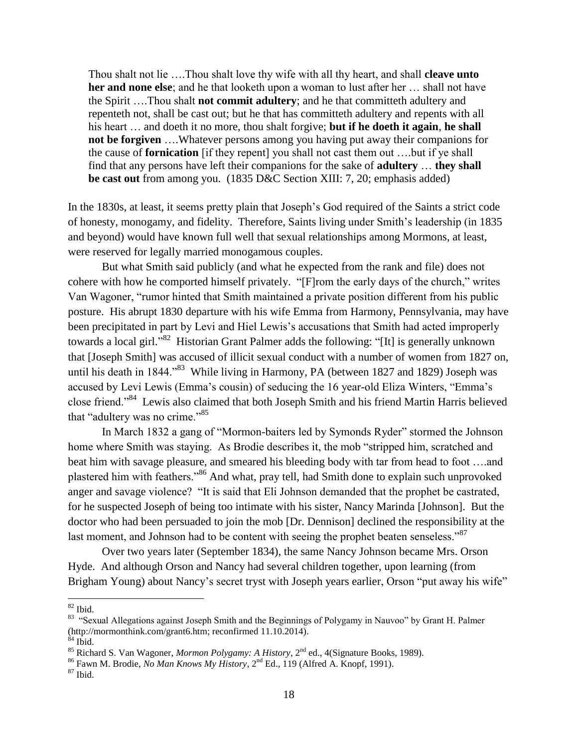> Thou shalt not lie ….Thou shalt love thy wife with all thy heart, and shall **cleave unto her and none else**; and he that looketh upon a woman to lust after her … shall not have the Spirit ….Thou shalt **not commit adultery**; and he that committeth adultery and repenteth not, shall be cast out; but he that has committeth adultery and repents with all his heart … and doeth it no more, thou shalt forgive; **but if he doeth it again**, **he shall not be forgiven** ….Whatever persons among you having put away their companions for the cause of **fornication** [if they repent] you shall not cast them out ….but if ye shall find that any persons have left their companions for the sake of **adultery** … **they shall be cast out** from among you. (1835 D&C Section XIII: 7, 20; emphasis added)

In the 1830s, at least, it seems pretty plain that Joseph's God required of the Saints a strict code of honesty, monogamy, and fidelity. Therefore, Saints living under Smith's leadership (in 1835 and beyond) would have known full well that sexual relationships among Mormons, at least, were reserved for legally married monogamous couples.

But what Smith said publicly (and what he expected from the rank and file) does not cohere with how he comported himself privately. "[F]rom the early days of the church," writes Van Wagoner, "rumor hinted that Smith maintained a private position different from his public posture. His abrupt 1830 departure with his wife Emma from Harmony, Pennsylvania, may have been precipitated in part by Levi and Hiel Lewis's accusations that Smith had acted improperly towards a local girl."[82] Historian Grant Palmer adds the following: "[It] is generally unknown that [Joseph Smith] was accused of illicit sexual conduct with a number of women from 1827 on, until his death in 1844."[83] While living in Harmony, PA (between 1827 and 1829) Joseph was accused by Levi Lewis (Emma's cousin) of seducing the 16 year-old Eliza Winters, "Emma's close friend."[84] Lewis also claimed that both Joseph Smith and his friend Martin Harris believed that "adultery was no crime."[85]

In March 1832 a gang of "Mormon-baiters led by Symonds Ryder" stormed the Johnson home where Smith was staying. As Brodie describes it, the mob "stripped him, scratched and beat him with savage pleasure, and smeared his bleeding body with tar from head to foot ….and plastered him with feathers."[86] And what, pray tell, had Smith done to explain such unprovoked anger and savage violence? "It is said that Eli Johnson demanded that the prophet be castrated, for he suspected Joseph of being too intimate with his sister, Nancy Marinda [Johnson]. But the doctor who had been persuaded to join the mob [Dr. Dennison] declined the responsibility at the last moment, and Johnson had to be content with seeing the prophet beaten senseless."[87]

Over two years later (September 1834), the same Nancy Johnson became Mrs. Orson Hyde. And although Orson and Nancy had several children together, upon learning (from Brigham Young) about Nancy's secret tryst with Joseph years earlier, Orson "put away his wife"

---

[82] Ibid.

[83] "Sexual Allegations against Joseph Smith and the Beginnings of Polygamy in Nauvoo" by Grant H. Palmer (http://mormonthink.com/grant6.htm; reconfirmed 11.10.2014).

[84] Ibid.

[85] Richard S. Van Wagoner, *Mormon Polygamy: A History*, 2nd ed., 4(Signature Books, 1989).

[86] Fawn M. Brodie, *No Man Knows My History*, 2nd Ed., 119 (Alfred A. Knopf, 1991).

[87] Ibid.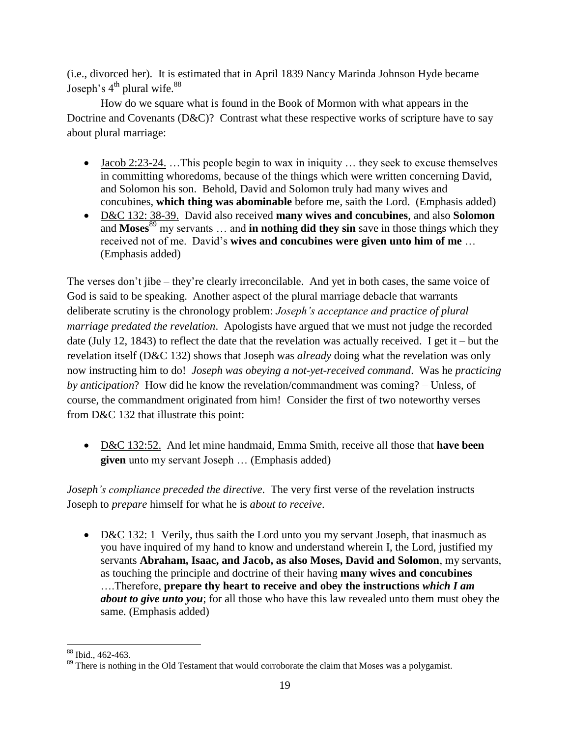(i.e., divorced her). It is estimated that in April 1839 Nancy Marinda Johnson Hyde became Joseph's 4th plural wife.[88]

How do we square what is found in the Book of Mormon with what appears in the Doctrine and Covenants (D&C)? Contrast what these respective works of scripture have to say about plural marriage:

- Jacob 2:23-24. …This people begin to wax in iniquity … they seek to excuse themselves in committing whoredoms, because of the things which were written concerning David, and Solomon his son. Behold, David and Solomon truly had many wives and concubines, **which thing was abominable** before me, saith the Lord. (Emphasis added)
- D&C 132: 38-39. David also received **many wives and concubines**, and also **Solomon** and **Moses**[89] my servants … and **in nothing did they sin** save in those things which they received not of me. David's **wives and concubines were given unto him of me** … (Emphasis added)

The verses don't jibe – they're clearly irreconcilable. And yet in both cases, the same voice of God is said to be speaking. Another aspect of the plural marriage debacle that warrants deliberate scrutiny is the chronology problem: *Joseph's acceptance and practice of plural marriage predated the revelation*. Apologists have argued that we must not judge the recorded date (July 12, 1843) to reflect the date that the revelation was actually received. I get it – but the revelation itself (D&C 132) shows that Joseph was *already* doing what the revelation was only now instructing him to do! *Joseph was obeying a not-yet-received command*. Was he *practicing by anticipation*? How did he know the revelation/commandment was coming? – Unless, of course, the commandment originated from him! Consider the first of two noteworthy verses from D&C 132 that illustrate this point:

- D&C 132:52. And let mine handmaid, Emma Smith, receive all those that **have been given** unto my servant Joseph … (Emphasis added)

*Joseph's compliance preceded the directive*. The very first verse of the revelation instructs Joseph to *prepare* himself for what he is *about to receive*.

- D&C 132: 1 Verily, thus saith the Lord unto you my servant Joseph, that inasmuch as you have inquired of my hand to know and understand wherein I, the Lord, justified my servants **Abraham, Isaac, and Jacob, as also Moses, David and Solomon**, my servants, as touching the principle and doctrine of their having **many wives and concubines** ….Therefore, **prepare thy heart to receive and obey the instructions *which I am about to give unto you***; for all those who have this law revealed unto them must obey the same. (Emphasis added)

---

[88] Ibid., 462-463.

[89] There is nothing in the Old Testament that would corroborate the claim that Moses was a polygamist.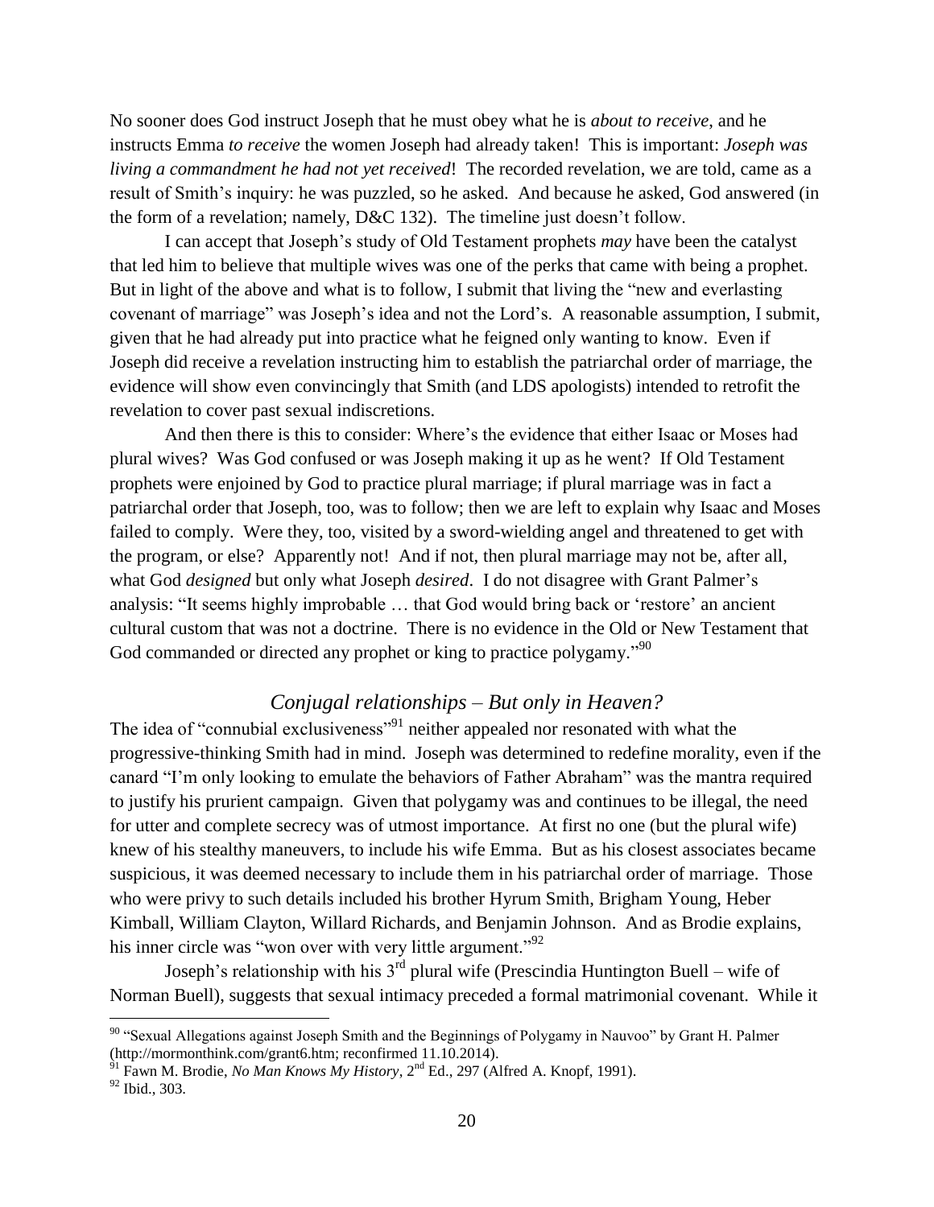No sooner does God instruct Joseph that he must obey what he is *about to receive*, and he instructs Emma *to receive* the women Joseph had already taken! This is important: *Joseph was living a commandment he had not yet received*! The recorded revelation, we are told, came as a result of Smith's inquiry: he was puzzled, so he asked. And because he asked, God answered (in the form of a revelation; namely, D&C 132). The timeline just doesn't follow.

I can accept that Joseph's study of Old Testament prophets *may* have been the catalyst that led him to believe that multiple wives was one of the perks that came with being a prophet. But in light of the above and what is to follow, I submit that living the "new and everlasting covenant of marriage" was Joseph's idea and not the Lord's. A reasonable assumption, I submit, given that he had already put into practice what he feigned only wanting to know. Even if Joseph did receive a revelation instructing him to establish the patriarchal order of marriage, the evidence will show even convincingly that Smith (and LDS apologists) intended to retrofit the revelation to cover past sexual indiscretions.

And then there is this to consider: Where's the evidence that either Isaac or Moses had plural wives? Was God confused or was Joseph making it up as he went? If Old Testament prophets were enjoined by God to practice plural marriage; if plural marriage was in fact a patriarchal order that Joseph, too, was to follow; then we are left to explain why Isaac and Moses failed to comply. Were they, too, visited by a sword-wielding angel and threatened to get with the program, or else? Apparently not! And if not, then plural marriage may not be, after all, what God *designed* but only what Joseph *desired*. I do not disagree with Grant Palmer's analysis: "It seems highly improbable … that God would bring back or 'restore' an ancient cultural custom that was not a doctrine. There is no evidence in the Old or New Testament that God commanded or directed any prophet or king to practice polygamy."[90]

## *Conjugal relationships – But only in Heaven?*

The idea of "connubial exclusiveness"[91] neither appealed nor resonated with what the progressive-thinking Smith had in mind. Joseph was determined to redefine morality, even if the canard "I'm only looking to emulate the behaviors of Father Abraham" was the mantra required to justify his prurient campaign. Given that polygamy was and continues to be illegal, the need for utter and complete secrecy was of utmost importance. At first no one (but the plural wife) knew of his stealthy maneuvers, to include his wife Emma. But as his closest associates became suspicious, it was deemed necessary to include them in his patriarchal order of marriage. Those who were privy to such details included his brother Hyrum Smith, Brigham Young, Heber Kimball, William Clayton, Willard Richards, and Benjamin Johnson. And as Brodie explains, his inner circle was "won over with very little argument."[92]

Joseph's relationship with his 3rd plural wife (Prescindia Huntington Buell – wife of Norman Buell), suggests that sexual intimacy preceded a formal matrimonial covenant. While it

---

[90] "Sexual Allegations against Joseph Smith and the Beginnings of Polygamy in Nauvoo" by Grant H. Palmer (http://mormonthink.com/grant6.htm; reconfirmed 11.10.2014).

[91] Fawn M. Brodie, *No Man Knows My History*, 2nd Ed., 297 (Alfred A. Knopf, 1991).

[92] Ibid., 303.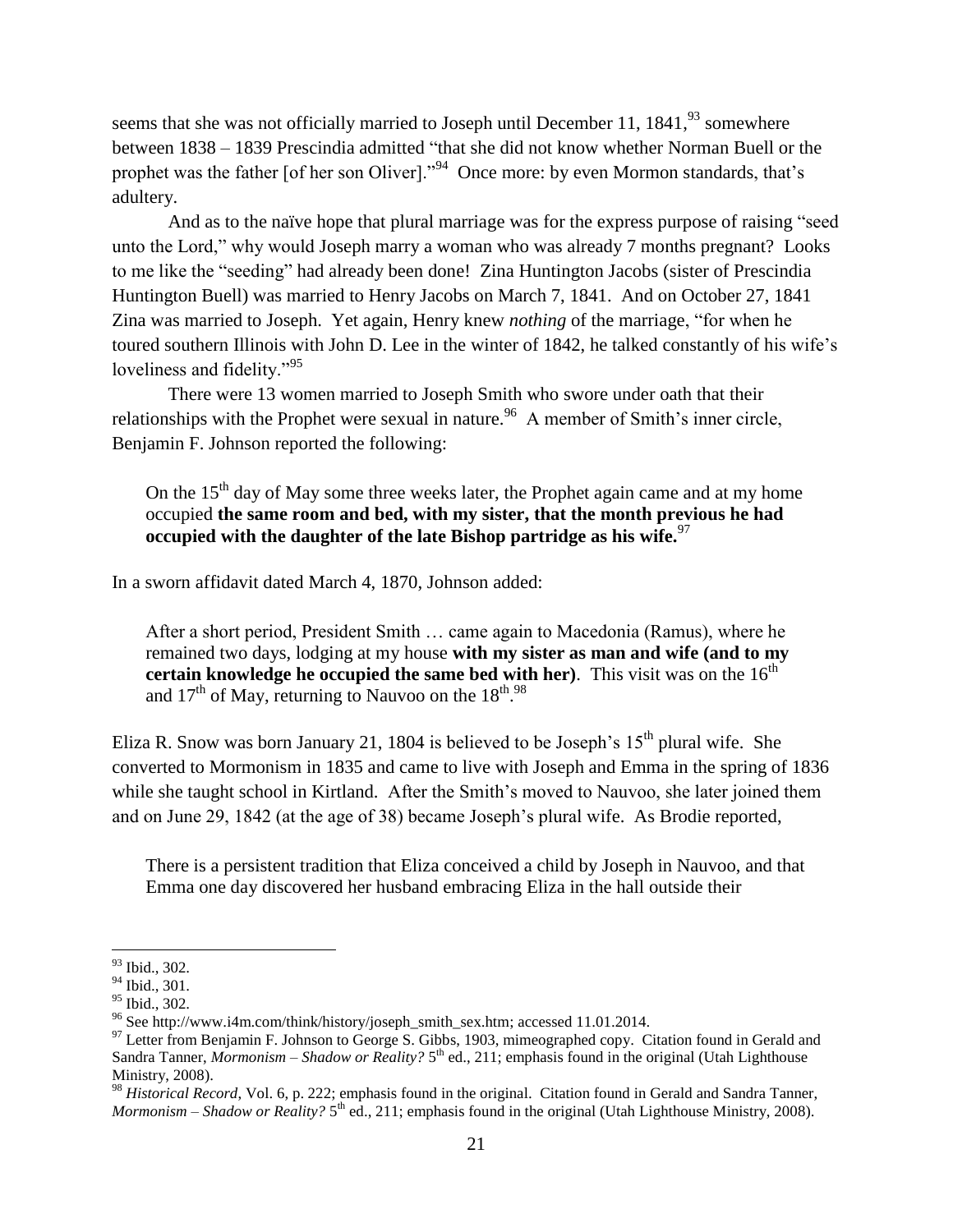seems that she was not officially married to Joseph until December 11, 1841,[93] somewhere between 1838 – 1839 Prescindia admitted "that she did not know whether Norman Buell or the prophet was the father [of her son Oliver]."[94] Once more: by even Mormon standards, that's adultery.

And as to the naïve hope that plural marriage was for the express purpose of raising "seed unto the Lord," why would Joseph marry a woman who was already 7 months pregnant? Looks to me like the "seeding" had already been done! Zina Huntington Jacobs (sister of Prescindia Huntington Buell) was married to Henry Jacobs on March 7, 1841. And on October 27, 1841 Zina was married to Joseph. Yet again, Henry knew *nothing* of the marriage, "for when he toured southern Illinois with John D. Lee in the winter of 1842, he talked constantly of his wife's loveliness and fidelity."[95]

There were 13 women married to Joseph Smith who swore under oath that their relationships with the Prophet were sexual in nature.[96] A member of Smith's inner circle, Benjamin F. Johnson reported the following:

> On the 15th day of May some three weeks later, the Prophet again came and at my home occupied **the same room and bed, with my sister, that the month previous he had occupied with the daughter of the late Bishop partridge as his wife.**[97]

In a sworn affidavit dated March 4, 1870, Johnson added:

> After a short period, President Smith … came again to Macedonia (Ramus), where he remained two days, lodging at my house **with my sister as man and wife (and to my certain knowledge he occupied the same bed with her)**. This visit was on the 16th and 17th of May, returning to Nauvoo on the 18th.[98]

Eliza R. Snow was born January 21, 1804 is believed to be Joseph's 15th plural wife. She converted to Mormonism in 1835 and came to live with Joseph and Emma in the spring of 1836 while she taught school in Kirtland. After the Smith's moved to Nauvoo, she later joined them and on June 29, 1842 (at the age of 38) became Joseph's plural wife. As Brodie reported,

> There is a persistent tradition that Eliza conceived a child by Joseph in Nauvoo, and that Emma one day discovered her husband embracing Eliza in the hall outside their

---

[93] Ibid., 302.

[94] Ibid., 301.

[95] Ibid., 302.

[96] See http://www.i4m.com/think/history/joseph_smith_sex.htm; accessed 11.01.2014.

[97] Letter from Benjamin F. Johnson to George S. Gibbs, 1903, mimeographed copy. Citation found in Gerald and Sandra Tanner, *Mormonism – Shadow or Reality?* 5th ed., 211; emphasis found in the original (Utah Lighthouse Ministry, 2008).

[98] *Historical Record*, Vol. 6, p. 222; emphasis found in the original. Citation found in Gerald and Sandra Tanner, *Mormonism – Shadow or Reality?* 5th ed., 211; emphasis found in the original (Utah Lighthouse Ministry, 2008).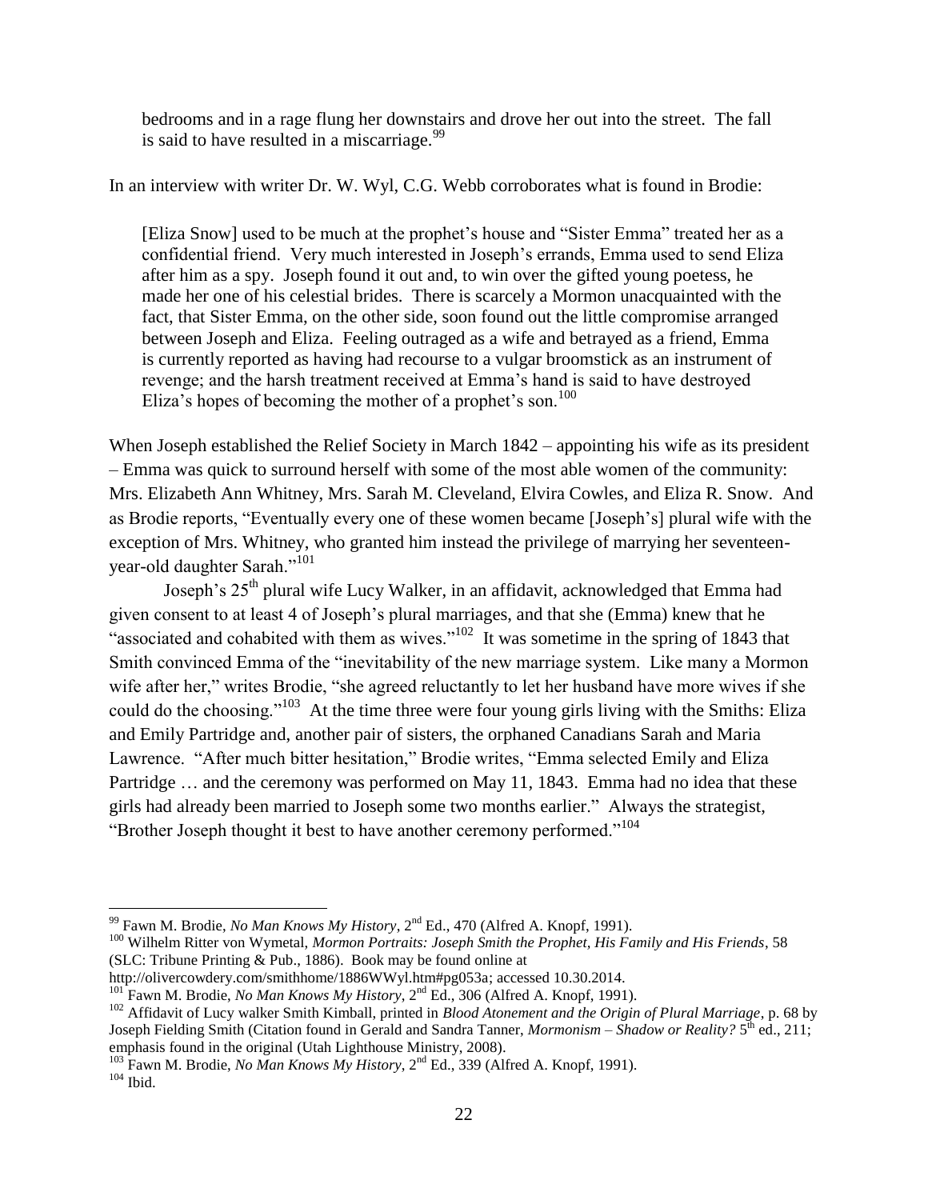> bedrooms and in a rage flung her downstairs and drove her out into the street. The fall is said to have resulted in a miscarriage.[99]

In an interview with writer Dr. W. Wyl, C.G. Webb corroborates what is found in Brodie:

> [Eliza Snow] used to be much at the prophet's house and "Sister Emma" treated her as a confidential friend. Very much interested in Joseph's errands, Emma used to send Eliza after him as a spy. Joseph found it out and, to win over the gifted young poetess, he made her one of his celestial brides. There is scarcely a Mormon unacquainted with the fact, that Sister Emma, on the other side, soon found out the little compromise arranged between Joseph and Eliza. Feeling outraged as a wife and betrayed as a friend, Emma is currently reported as having had recourse to a vulgar broomstick as an instrument of revenge; and the harsh treatment received at Emma's hand is said to have destroyed Eliza's hopes of becoming the mother of a prophet's son.[100]

When Joseph established the Relief Society in March 1842 – appointing his wife as its president – Emma was quick to surround herself with some of the most able women of the community: Mrs. Elizabeth Ann Whitney, Mrs. Sarah M. Cleveland, Elvira Cowles, and Eliza R. Snow. And as Brodie reports, "Eventually every one of these women became [Joseph's] plural wife with the exception of Mrs. Whitney, who granted him instead the privilege of marrying her seventeen-year-old daughter Sarah."[101]

Joseph's 25th plural wife Lucy Walker, in an affidavit, acknowledged that Emma had given consent to at least 4 of Joseph's plural marriages, and that she (Emma) knew that he "associated and cohabited with them as wives."[102] It was sometime in the spring of 1843 that Smith convinced Emma of the "inevitability of the new marriage system. Like many a Mormon wife after her," writes Brodie, "she agreed reluctantly to let her husband have more wives if she could do the choosing."[103] At the time three were four young girls living with the Smiths: Eliza and Emily Partridge and, another pair of sisters, the orphaned Canadians Sarah and Maria Lawrence. "After much bitter hesitation," Brodie writes, "Emma selected Emily and Eliza Partridge … and the ceremony was performed on May 11, 1843. Emma had no idea that these girls had already been married to Joseph some two months earlier." Always the strategist, "Brother Joseph thought it best to have another ceremony performed."[104]

---

[99] Fawn M. Brodie, *No Man Knows My History*, 2nd Ed., 470 (Alfred A. Knopf, 1991).

[100] Wilhelm Ritter von Wymetal, *Mormon Portraits: Joseph Smith the Prophet, His Family and His Friends*, 58 (SLC: Tribune Printing & Pub., 1886). Book may be found online at http://olivercowdery.com/smithhome/1886WWyl.htm#pg053a; accessed 10.30.2014.

[101] Fawn M. Brodie, *No Man Knows My History*, 2nd Ed., 306 (Alfred A. Knopf, 1991).

[102] Affidavit of Lucy walker Smith Kimball, printed in *Blood Atonement and the Origin of Plural Marriage*, p. 68 by Joseph Fielding Smith (Citation found in Gerald and Sandra Tanner, *Mormonism – Shadow or Reality?* 5th ed., 211; emphasis found in the original (Utah Lighthouse Ministry, 2008).

[103] Fawn M. Brodie, *No Man Knows My History*, 2nd Ed., 339 (Alfred A. Knopf, 1991).

[104] Ibid.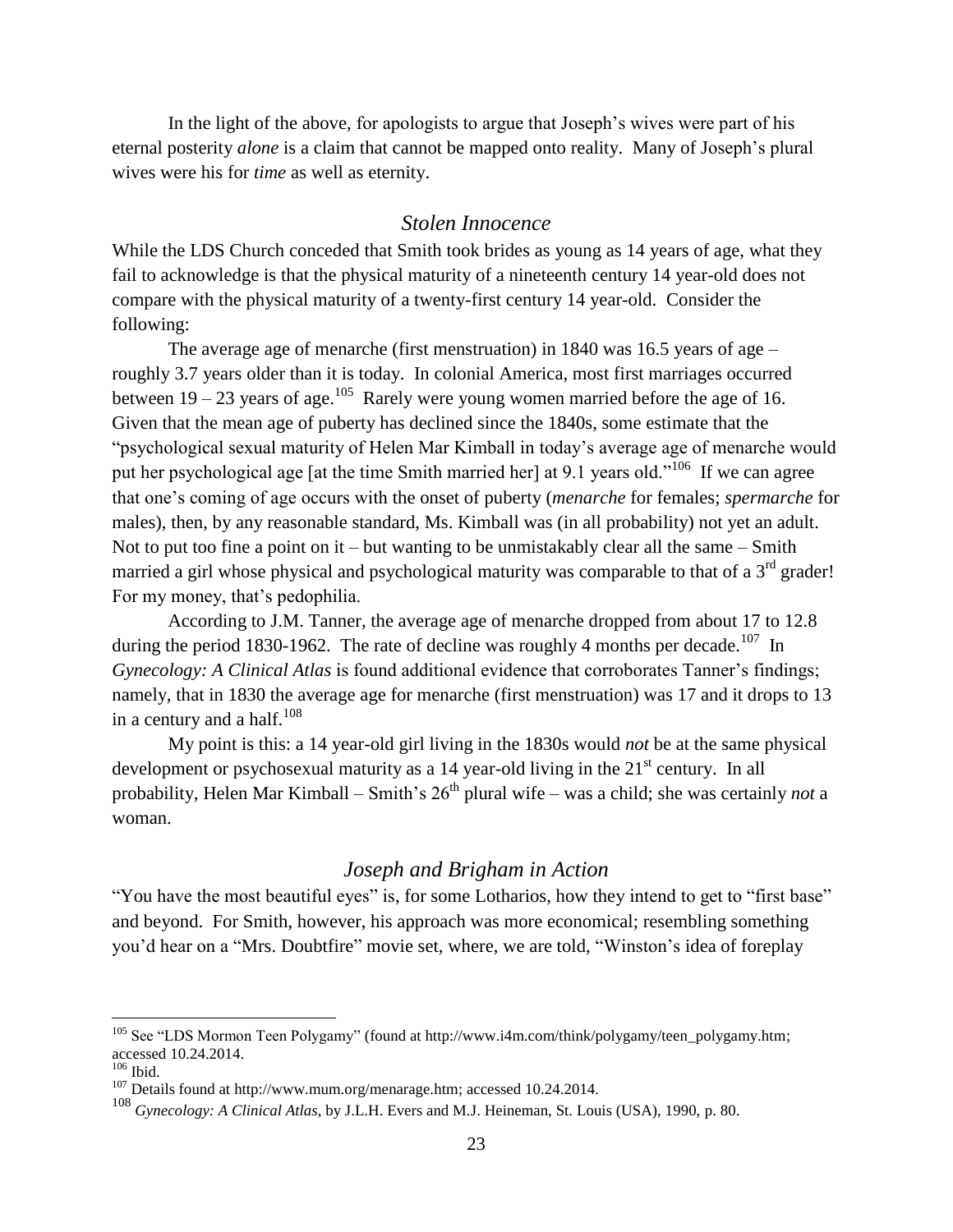In the light of the above, for apologists to argue that Joseph's wives were part of his eternal posterity *alone* is a claim that cannot be mapped onto reality. Many of Joseph's plural wives were his for *time* as well as eternity.

### *Stolen Innocence*

While the LDS Church conceded that Smith took brides as young as 14 years of age, what they fail to acknowledge is that the physical maturity of a nineteenth century 14 year-old does not compare with the physical maturity of a twenty-first century 14 year-old. Consider the following:

The average age of menarche (first menstruation) in 1840 was 16.5 years of age – roughly 3.7 years older than it is today. In colonial America, most first marriages occurred between 19 – 23 years of age.[105] Rarely were young women married before the age of 16. Given that the mean age of puberty has declined since the 1840s, some estimate that the "psychological sexual maturity of Helen Mar Kimball in today's average age of menarche would put her psychological age [at the time Smith married her] at 9.1 years old."[106] If we can agree that one's coming of age occurs with the onset of puberty (*menarche* for females; *spermarche* for males), then, by any reasonable standard, Ms. Kimball was (in all probability) not yet an adult. Not to put too fine a point on it – but wanting to be unmistakably clear all the same – Smith married a girl whose physical and psychological maturity was comparable to that of a 3rd grader! For my money, that's pedophilia.

According to J.M. Tanner, the average age of menarche dropped from about 17 to 12.8 during the period 1830-1962. The rate of decline was roughly 4 months per decade.[107] In *Gynecology: A Clinical Atlas* is found additional evidence that corroborates Tanner's findings; namely, that in 1830 the average age for menarche (first menstruation) was 17 and it drops to 13 in a century and a half.[108]

My point is this: a 14 year-old girl living in the 1830s would *not* be at the same physical development or psychosexual maturity as a 14 year-old living in the 21st century. In all probability, Helen Mar Kimball – Smith's 26th plural wife – was a child; she was certainly *not* a woman.

### *Joseph and Brigham in Action*

"You have the most beautiful eyes" is, for some Lotharios, how they intend to get to "first base" and beyond. For Smith, however, his approach was more economical; resembling something you'd hear on a "Mrs. Doubtfire" movie set, where, we are told, "Winston's idea of foreplay

---

[105] See "LDS Mormon Teen Polygamy" (found at http://www.i4m.com/think/polygamy/teen_polygamy.htm; accessed 10.24.2014.

[106] Ibid.

[107] Details found at http://www.mum.org/menarage.htm; accessed 10.24.2014.

[108] *Gynecology: A Clinical Atlas*, by J.L.H. Evers and M.J. Heineman, St. Louis (USA), 1990, p. 80.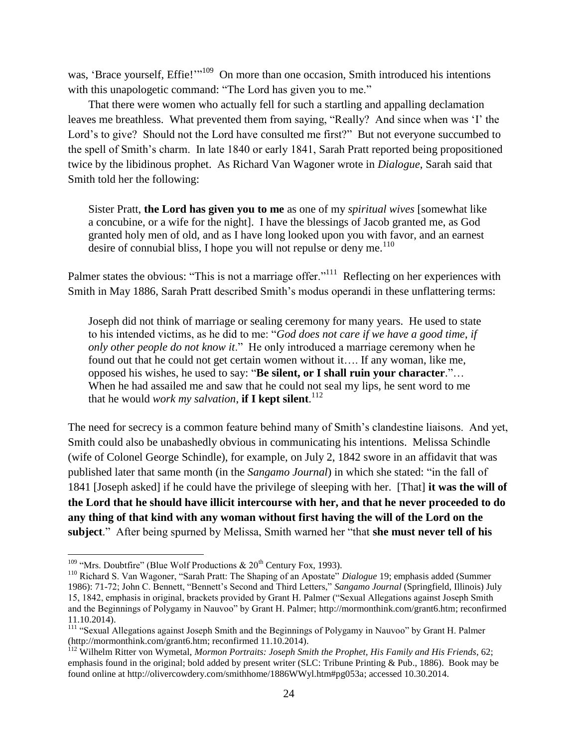was, 'Brace yourself, Effie!'"[109] On more than one occasion, Smith introduced his intentions with this unapologetic command: "The Lord has given you to me."

That there were women who actually fell for such a startling and appalling declamation leaves me breathless. What prevented them from saying, "Really? And since when was 'I' the Lord's to give? Should not the Lord have consulted me first?" But not everyone succumbed to the spell of Smith's charm. In late 1840 or early 1841, Sarah Pratt reported being propositioned twice by the libidinous prophet. As Richard Van Wagoner wrote in *Dialogue*, Sarah said that Smith told her the following:

> Sister Pratt, **the Lord has given you to me** as one of my *spiritual wives* [somewhat like a concubine, or a wife for the night]. I have the blessings of Jacob granted me, as God granted holy men of old, and as I have long looked upon you with favor, and an earnest desire of connubial bliss, I hope you will not repulse or deny me.[110]

Palmer states the obvious: "This is not a marriage offer."[111] Reflecting on her experiences with Smith in May 1886, Sarah Pratt described Smith's modus operandi in these unflattering terms:

> Joseph did not think of marriage or sealing ceremony for many years. He used to state to his intended victims, as he did to me: "*God does not care if we have a good time, if only other people do not know it*." He only introduced a marriage ceremony when he found out that he could not get certain women without it…. If any woman, like me, opposed his wishes, he used to say: "**Be silent, or I shall ruin your character**."… When he had assailed me and saw that he could not seal my lips, he sent word to me that he would *work my salvation*, **if I kept silent**.[112]

The need for secrecy is a common feature behind many of Smith's clandestine liaisons. And yet, Smith could also be unabashedly obvious in communicating his intentions. Melissa Schindle (wife of Colonel George Schindle), for example, on July 2, 1842 swore in an affidavit that was published later that same month (in the *Sangamo Journal*) in which she stated: "in the fall of 1841 [Joseph asked] if he could have the privilege of sleeping with her. [That] **it was the will of the Lord that he should have illicit intercourse with her, and that he never proceeded to do any thing of that kind with any woman without first having the will of the Lord on the subject**." After being spurned by Melissa, Smith warned her "that **she must never tell of his**

---

[109] "Mrs. Doubtfire" (Blue Wolf Productions & 20th Century Fox, 1993).

[110] Richard S. Van Wagoner, "Sarah Pratt: The Shaping of an Apostate" *Dialogue* 19; emphasis added (Summer 1986): 71-72; John C. Bennett, "Bennett's Second and Third Letters," *Sangamo Journal* (Springfield, Illinois) July 15, 1842, emphasis in original, brackets provided by Grant H. Palmer ("Sexual Allegations against Joseph Smith and the Beginnings of Polygamy in Nauvoo" by Grant H. Palmer; http://mormonthink.com/grant6.htm; reconfirmed 11.10.2014).

[111] "Sexual Allegations against Joseph Smith and the Beginnings of Polygamy in Nauvoo" by Grant H. Palmer (http://mormonthink.com/grant6.htm; reconfirmed 11.10.2014).

[112] Wilhelm Ritter von Wymetal, *Mormon Portraits: Joseph Smith the Prophet, His Family and His Friends*, 62; emphasis found in the original; bold added by present writer (SLC: Tribune Printing & Pub., 1886). Book may be found online at http://olivercowdery.com/smithhome/1886WWyl.htm#pg053a; accessed 10.30.2014.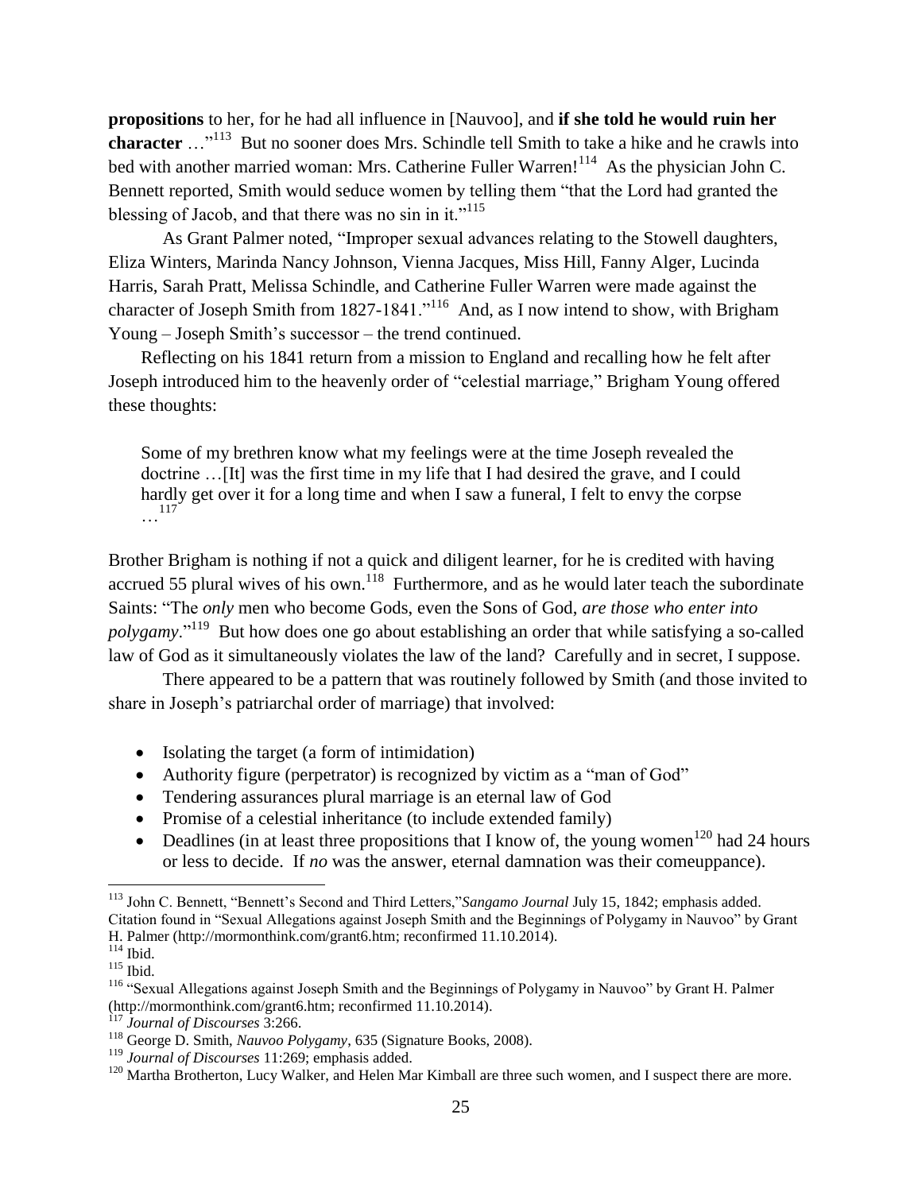**propositions** to her, for he had all influence in [Nauvoo], and **if she told he would ruin her character** …"[113] But no sooner does Mrs. Schindle tell Smith to take a hike and he crawls into bed with another married woman: Mrs. Catherine Fuller Warren![114] As the physician John C. Bennett reported, Smith would seduce women by telling them "that the Lord had granted the blessing of Jacob, and that there was no sin in it."[115]

As Grant Palmer noted, "Improper sexual advances relating to the Stowell daughters, Eliza Winters, Marinda Nancy Johnson, Vienna Jacques, Miss Hill, Fanny Alger, Lucinda Harris, Sarah Pratt, Melissa Schindle, and Catherine Fuller Warren were made against the character of Joseph Smith from 1827-1841."[116] And, as I now intend to show, with Brigham Young – Joseph Smith's successor – the trend continued.

Reflecting on his 1841 return from a mission to England and recalling how he felt after Joseph introduced him to the heavenly order of "celestial marriage," Brigham Young offered these thoughts:

> Some of my brethren know what my feelings were at the time Joseph revealed the doctrine …[It] was the first time in my life that I had desired the grave, and I could hardly get over it for a long time and when I saw a funeral, I felt to envy the corpse …[117]

Brother Brigham is nothing if not a quick and diligent learner, for he is credited with having accrued 55 plural wives of his own.[118] Furthermore, and as he would later teach the subordinate Saints: "The *only* men who become Gods, even the Sons of God, *are those who enter into polygamy*."[119] But how does one go about establishing an order that while satisfying a so-called law of God as it simultaneously violates the law of the land? Carefully and in secret, I suppose.

There appeared to be a pattern that was routinely followed by Smith (and those invited to share in Joseph's patriarchal order of marriage) that involved:

- Isolating the target (a form of intimidation)
- Authority figure (perpetrator) is recognized by victim as a "man of God"
- Tendering assurances plural marriage is an eternal law of God
- Promise of a celestial inheritance (to include extended family)
- Deadlines (in at least three propositions that I know of, the young women[120] had 24 hours or less to decide. If *no* was the answer, eternal damnation was their comeuppance).

---

[113] John C. Bennett, "Bennett's Second and Third Letters,"*Sangamo Journal* July 15, 1842; emphasis added. Citation found in "Sexual Allegations against Joseph Smith and the Beginnings of Polygamy in Nauvoo" by Grant H. Palmer (http://mormonthink.com/grant6.htm; reconfirmed 11.10.2014).

[114] Ibid.

[115] Ibid.

[116] "Sexual Allegations against Joseph Smith and the Beginnings of Polygamy in Nauvoo" by Grant H. Palmer (http://mormonthink.com/grant6.htm; reconfirmed 11.10.2014).

[117] *Journal of Discourses* 3:266.

[118] George D. Smith, *Nauvoo Polygamy*, 635 (Signature Books, 2008).

[119] *Journal of Discourses* 11:269; emphasis added.

[120] Martha Brotherton, Lucy Walker, and Helen Mar Kimball are three such women, and I suspect there are more.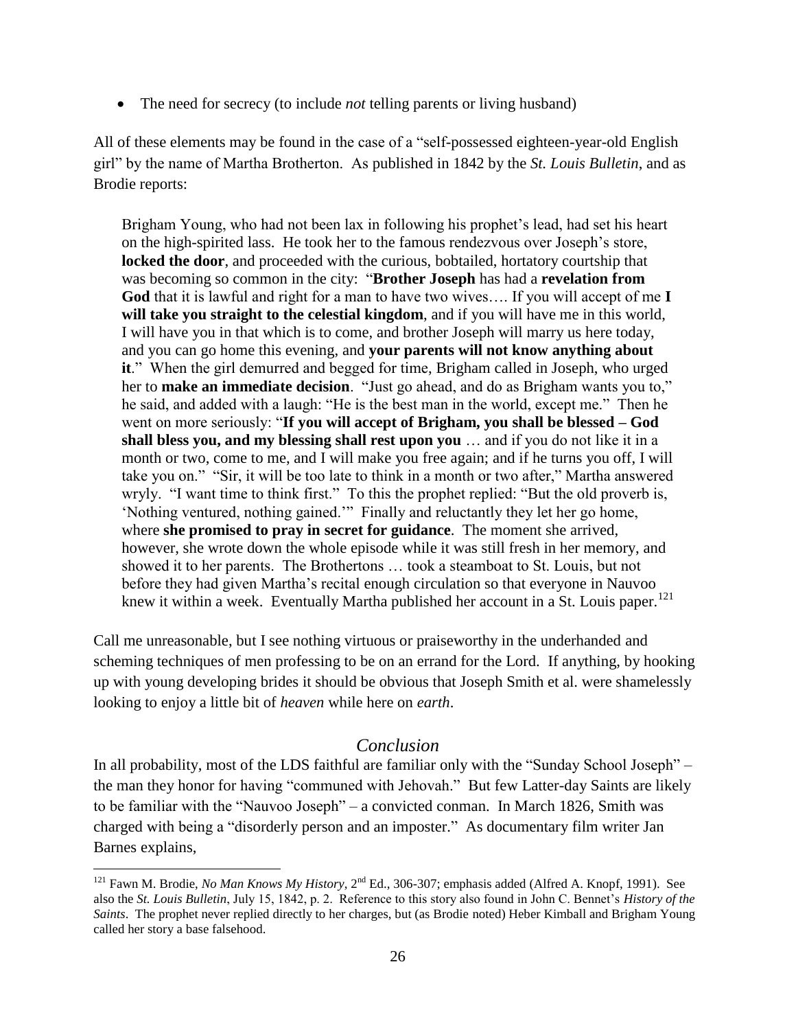- The need for secrecy (to include *not* telling parents or living husband)

All of these elements may be found in the case of a "self-possessed eighteen-year-old English girl" by the name of Martha Brotherton. As published in 1842 by the *St. Louis Bulletin*, and as Brodie reports:

> Brigham Young, who had not been lax in following his prophet's lead, had set his heart on the high-spirited lass. He took her to the famous rendezvous over Joseph's store, **locked the door**, and proceeded with the curious, bobtailed, hortatory courtship that was becoming so common in the city: "**Brother Joseph** has had a **revelation from God** that it is lawful and right for a man to have two wives…. If you will accept of me **I will take you straight to the celestial kingdom**, and if you will have me in this world, I will have you in that which is to come, and brother Joseph will marry us here today, and you can go home this evening, and **your parents will not know anything about it**." When the girl demurred and begged for time, Brigham called in Joseph, who urged her to **make an immediate decision**. "Just go ahead, and do as Brigham wants you to," he said, and added with a laugh: "He is the best man in the world, except me." Then he went on more seriously: "**If you will accept of Brigham, you shall be blessed – God shall bless you, and my blessing shall rest upon you** … and if you do not like it in a month or two, come to me, and I will make you free again; and if he turns you off, I will take you on." "Sir, it will be too late to think in a month or two after," Martha answered wryly. "I want time to think first." To this the prophet replied: "But the old proverb is, 'Nothing ventured, nothing gained.'" Finally and reluctantly they let her go home, where **she promised to pray in secret for guidance**. The moment she arrived, however, she wrote down the whole episode while it was still fresh in her memory, and showed it to her parents. The Brothertons … took a steamboat to St. Louis, but not before they had given Martha's recital enough circulation so that everyone in Nauvoo knew it within a week. Eventually Martha published her account in a St. Louis paper.[121]

Call me unreasonable, but I see nothing virtuous or praiseworthy in the underhanded and scheming techniques of men professing to be on an errand for the Lord. If anything, by hooking up with young developing brides it should be obvious that Joseph Smith et al. were shamelessly looking to enjoy a little bit of *heaven* while here on *earth*.

## *Conclusion*

In all probability, most of the LDS faithful are familiar only with the "Sunday School Joseph" – the man they honor for having "communed with Jehovah." But few Latter-day Saints are likely to be familiar with the "Nauvoo Joseph" – a convicted conman. In March 1826, Smith was charged with being a "disorderly person and an imposter." As documentary film writer Jan Barnes explains,

---

[121] Fawn M. Brodie, *No Man Knows My History*, 2nd Ed., 306-307; emphasis added (Alfred A. Knopf, 1991). See also the *St. Louis Bulletin*, July 15, 1842, p. 2. Reference to this story also found in John C. Bennet's *History of the Saints*. The prophet never replied directly to her charges, but (as Brodie noted) Heber Kimball and Brigham Young called her story a base falsehood.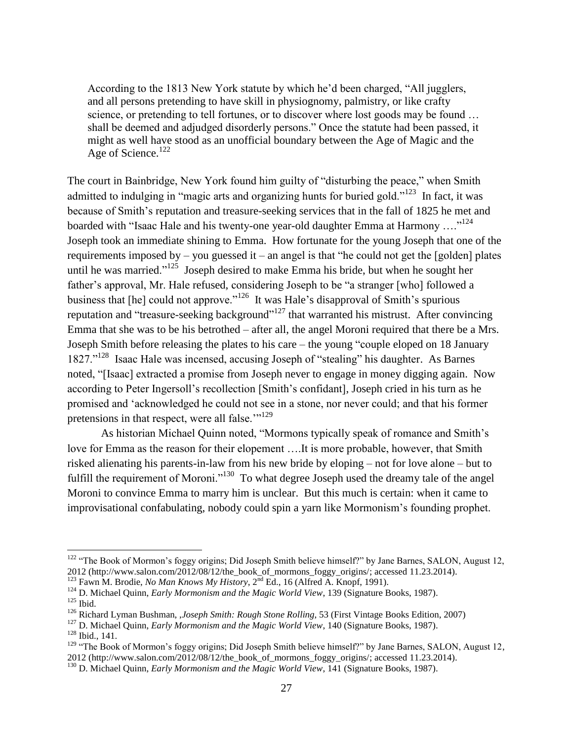> According to the 1813 New York statute by which he'd been charged, "All jugglers, and all persons pretending to have skill in physiognomy, palmistry, or like crafty science, or pretending to tell fortunes, or to discover where lost goods may be found … shall be deemed and adjudged disorderly persons." Once the statute had been passed, it might as well have stood as an unofficial boundary between the Age of Magic and the Age of Science.[122]

The court in Bainbridge, New York found him guilty of "disturbing the peace," when Smith admitted to indulging in "magic arts and organizing hunts for buried gold."[123] In fact, it was because of Smith's reputation and treasure-seeking services that in the fall of 1825 he met and boarded with "Isaac Hale and his twenty-one year-old daughter Emma at Harmony …."[124] Joseph took an immediate shining to Emma. How fortunate for the young Joseph that one of the requirements imposed by – you guessed it – an angel is that "he could not get the [golden] plates until he was married."[125] Joseph desired to make Emma his bride, but when he sought her father's approval, Mr. Hale refused, considering Joseph to be "a stranger [who] followed a business that [he] could not approve."[126] It was Hale's disapproval of Smith's spurious reputation and "treasure-seeking background"[127] that warranted his mistrust. After convincing Emma that she was to be his betrothed – after all, the angel Moroni required that there be a Mrs. Joseph Smith before releasing the plates to his care – the young "couple eloped on 18 January 1827."[128] Isaac Hale was incensed, accusing Joseph of "stealing" his daughter. As Barnes noted, "[Isaac] extracted a promise from Joseph never to engage in money digging again. Now according to Peter Ingersoll's recollection [Smith's confidant], Joseph cried in his turn as he promised and 'acknowledged he could not see in a stone, nor never could; and that his former pretensions in that respect, were all false.'"[129]

As historian Michael Quinn noted, "Mormons typically speak of romance and Smith's love for Emma as the reason for their elopement ….It is more probable, however, that Smith risked alienating his parents-in-law from his new bride by eloping – not for love alone – but to fulfill the requirement of Moroni."[130] To what degree Joseph used the dreamy tale of the angel Moroni to convince Emma to marry him is unclear. But this much is certain: when it came to improvisational confabulating, nobody could spin a yarn like Mormonism's founding prophet.

---

[122] "The Book of Mormon's foggy origins; Did Joseph Smith believe himself?" by Jane Barnes, SALON, August 12, 2012 (http://www.salon.com/2012/08/12/the_book_of_mormons_foggy_origins/; accessed 11.23.2014).

[123] Fawn M. Brodie, *No Man Knows My History*, 2nd Ed., 16 (Alfred A. Knopf, 1991).

[124] D. Michael Quinn, *Early Mormonism and the Magic World View*, 139 (Signature Books, 1987).

[125] Ibid.

[126] Richard Lyman Bushman, ,*Joseph Smith: Rough Stone Rolling*, 53 (First Vintage Books Edition, 2007)

[127] D. Michael Quinn, *Early Mormonism and the Magic World View*, 140 (Signature Books, 1987).

[128] Ibid., 141.

[129] "The Book of Mormon's foggy origins; Did Joseph Smith believe himself?" by Jane Barnes, SALON, August 12, 2012 (http://www.salon.com/2012/08/12/the_book_of_mormons_foggy_origins/; accessed 11.23.2014).

[130] D. Michael Quinn, *Early Mormonism and the Magic World View*, 141 (Signature Books, 1987).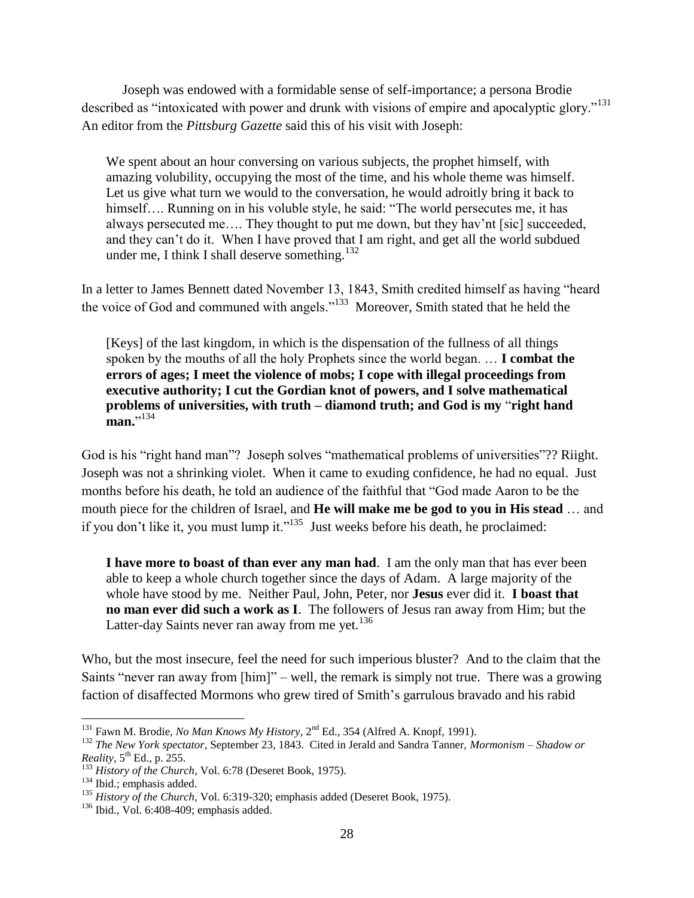Joseph was endowed with a formidable sense of self-importance; a persona Brodie described as "intoxicated with power and drunk with visions of empire and apocalyptic glory."[131] An editor from the *Pittsburg Gazette* said this of his visit with Joseph:

> We spent about an hour conversing on various subjects, the prophet himself, with amazing volubility, occupying the most of the time, and his whole theme was himself. Let us give what turn we would to the conversation, he would adroitly bring it back to himself…. Running on in his voluble style, he said: "The world persecutes me, it has always persecuted me…. They thought to put me down, but they hav'nt [sic] succeeded, and they can't do it. When I have proved that I am right, and get all the world subdued under me, I think I shall deserve something.[132]

In a letter to James Bennett dated November 13, 1843, Smith credited himself as having "heard the voice of God and communed with angels."[133] Moreover, Smith stated that he held the

> [Keys] of the last kingdom, in which is the dispensation of the fullness of all things spoken by the mouths of all the holy Prophets since the world began. … **I combat the errors of ages; I meet the violence of mobs; I cope with illegal proceedings from executive authority; I cut the Gordian knot of powers, and I solve mathematical problems of universities, with truth – diamond truth; and God is my "right hand man."**[134]

God is his "right hand man"? Joseph solves "mathematical problems of universities"?? Riight. Joseph was not a shrinking violet. When it came to exuding confidence, he had no equal. Just months before his death, he told an audience of the faithful that "God made Aaron to be the mouth piece for the children of Israel, and **He will make me be god to you in His stead** … and if you don't like it, you must lump it."[135] Just weeks before his death, he proclaimed:

> **I have more to boast of than ever any man had**. I am the only man that has ever been able to keep a whole church together since the days of Adam. A large majority of the whole have stood by me. Neither Paul, John, Peter, nor **Jesus** ever did it. **I boast that no man ever did such a work as I**. The followers of Jesus ran away from Him; but the Latter-day Saints never ran away from me yet.[136]

Who, but the most insecure, feel the need for such imperious bluster? And to the claim that the Saints "never ran away from [him]" – well, the remark is simply not true. There was a growing faction of disaffected Mormons who grew tired of Smith's garrulous bravado and his rabid

---

[131] Fawn M. Brodie, *No Man Knows My History*, 2nd Ed., 354 (Alfred A. Knopf, 1991).

[132] *The New York spectator*, September 23, 1843. Cited in Jerald and Sandra Tanner, *Mormonism – Shadow or Reality*, 5th Ed., p. 255.

[133] *History of the Church*, Vol. 6:78 (Deseret Book, 1975).

[134] Ibid.; emphasis added.

[135] *History of the Church*, Vol. 6:319-320; emphasis added (Deseret Book, 1975).

[136] Ibid., Vol. 6:408-409; emphasis added.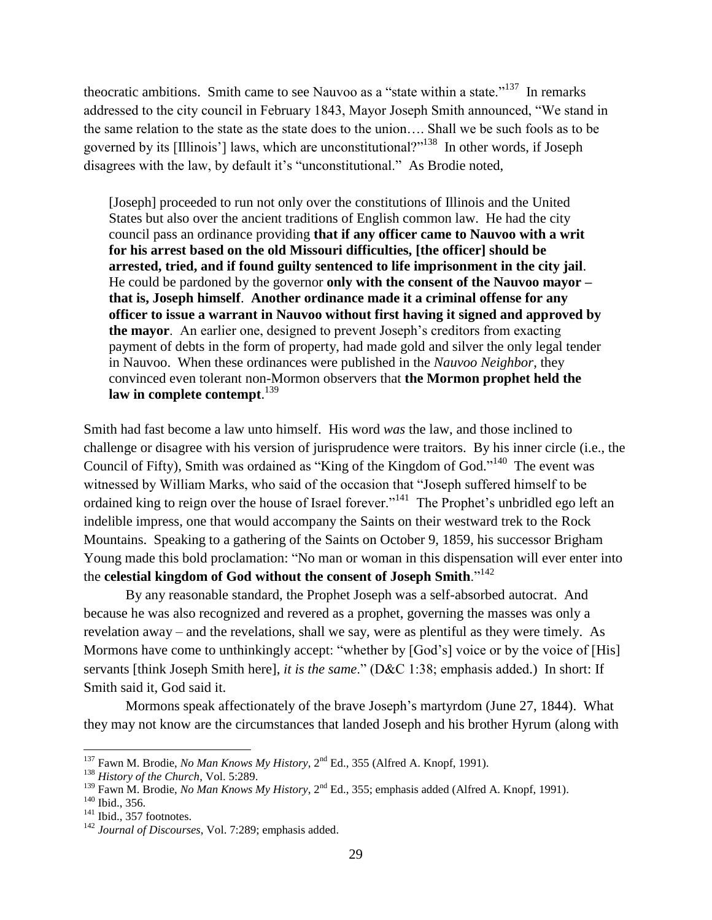theocratic ambitions. Smith came to see Nauvoo as a "state within a state."[137] In remarks addressed to the city council in February 1843, Mayor Joseph Smith announced, "We stand in the same relation to the state as the state does to the union…. Shall we be such fools as to be governed by its [Illinois'] laws, which are unconstitutional?"[138] In other words, if Joseph disagrees with the law, by default it's "unconstitutional." As Brodie noted,

> [Joseph] proceeded to run not only over the constitutions of Illinois and the United States but also over the ancient traditions of English common law. He had the city council pass an ordinance providing **that if any officer came to Nauvoo with a writ for his arrest based on the old Missouri difficulties, [the officer] should be arrested, tried, and if found guilty sentenced to life imprisonment in the city jail**. He could be pardoned by the governor **only with the consent of the Nauvoo mayor – that is, Joseph himself**. **Another ordinance made it a criminal offense for any officer to issue a warrant in Nauvoo without first having it signed and approved by the mayor**. An earlier one, designed to prevent Joseph's creditors from exacting payment of debts in the form of property, had made gold and silver the only legal tender in Nauvoo. When these ordinances were published in the *Nauvoo Neighbor*, they convinced even tolerant non-Mormon observers that **the Mormon prophet held the law in complete contempt**.[139]

Smith had fast become a law unto himself. His word *was* the law, and those inclined to challenge or disagree with his version of jurisprudence were traitors. By his inner circle (i.e., the Council of Fifty), Smith was ordained as "King of the Kingdom of God."[140] The event was witnessed by William Marks, who said of the occasion that "Joseph suffered himself to be ordained king to reign over the house of Israel forever."[141] The Prophet's unbridled ego left an indelible impress, one that would accompany the Saints on their westward trek to the Rock Mountains. Speaking to a gathering of the Saints on October 9, 1859, his successor Brigham Young made this bold proclamation: "No man or woman in this dispensation will ever enter into the **celestial kingdom of God without the consent of Joseph Smith**."[142]

By any reasonable standard, the Prophet Joseph was a self-absorbed autocrat. And because he was also recognized and revered as a prophet, governing the masses was only a revelation away – and the revelations, shall we say, were as plentiful as they were timely. As Mormons have come to unthinkingly accept: "whether by [God's] voice or by the voice of [His] servants [think Joseph Smith here], *it is the same*." (D&C 1:38; emphasis added.) In short: If Smith said it, God said it.

Mormons speak affectionately of the brave Joseph's martyrdom (June 27, 1844). What they may not know are the circumstances that landed Joseph and his brother Hyrum (along with

---

[137] Fawn M. Brodie, *No Man Knows My History*, 2nd Ed., 355 (Alfred A. Knopf, 1991).
[138] *History of the Church*, Vol. 5:289.
[139] Fawn M. Brodie, *No Man Knows My History*, 2nd Ed., 355; emphasis added (Alfred A. Knopf, 1991).
[140] Ibid., 356.
[141] Ibid., 357 footnotes.
[142] *Journal of Discourses*, Vol. 7:289; emphasis added.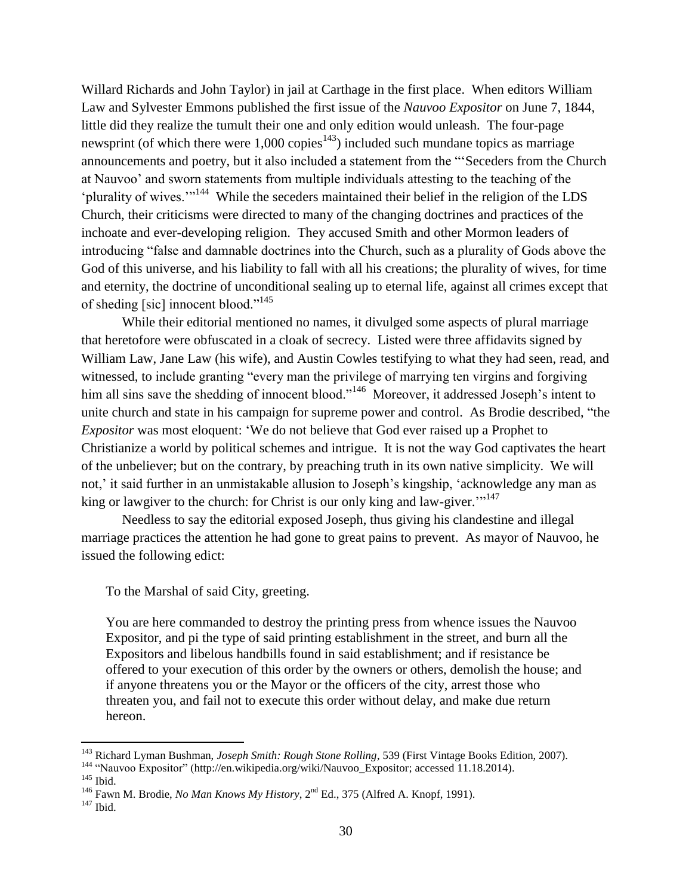Willard Richards and John Taylor) in jail at Carthage in the first place. When editors William Law and Sylvester Emmons published the first issue of the *Nauvoo Expositor* on June 7, 1844, little did they realize the tumult their one and only edition would unleash. The four-page newsprint (of which there were 1,000 copies[143]) included such mundane topics as marriage announcements and poetry, but it also included a statement from the "'Seceders from the Church at Nauvoo' and sworn statements from multiple individuals attesting to the teaching of the 'plurality of wives.'"[144] While the seceders maintained their belief in the religion of the LDS Church, their criticisms were directed to many of the changing doctrines and practices of the inchoate and ever-developing religion. They accused Smith and other Mormon leaders of introducing "false and damnable doctrines into the Church, such as a plurality of Gods above the God of this universe, and his liability to fall with all his creations; the plurality of wives, for time and eternity, the doctrine of unconditional sealing up to eternal life, against all crimes except that of sheding [sic] innocent blood."[145]

While their editorial mentioned no names, it divulged some aspects of plural marriage that heretofore were obfuscated in a cloak of secrecy. Listed were three affidavits signed by William Law, Jane Law (his wife), and Austin Cowles testifying to what they had seen, read, and witnessed, to include granting "every man the privilege of marrying ten virgins and forgiving him all sins save the shedding of innocent blood."[146] Moreover, it addressed Joseph's intent to unite church and state in his campaign for supreme power and control. As Brodie described, "the *Expositor* was most eloquent: 'We do not believe that God ever raised up a Prophet to Christianize a world by political schemes and intrigue. It is not the way God captivates the heart of the unbeliever; but on the contrary, by preaching truth in its own native simplicity. We will not,' it said further in an unmistakable allusion to Joseph's kingship, 'acknowledge any man as king or lawgiver to the church: for Christ is our only king and law-giver.'"[147]

Needless to say the editorial exposed Joseph, thus giving his clandestine and illegal marriage practices the attention he had gone to great pains to prevent. As mayor of Nauvoo, he issued the following edict:

> To the Marshal of said City, greeting.
>
> You are here commanded to destroy the printing press from whence issues the Nauvoo Expositor, and pi the type of said printing establishment in the street, and burn all the Expositors and libelous handbills found in said establishment; and if resistance be offered to your execution of this order by the owners or others, demolish the house; and if anyone threatens you or the Mayor or the officers of the city, arrest those who threaten you, and fail not to execute this order without delay, and make due return hereon.

---

[143] Richard Lyman Bushman, *Joseph Smith: Rough Stone Rolling*, 539 (First Vintage Books Edition, 2007).

[144] "Nauvoo Expositor" (http://en.wikipedia.org/wiki/Nauvoo_Expositor; accessed 11.18.2014).

[145] Ibid.

[146] Fawn M. Brodie, *No Man Knows My History*, 2nd Ed., 375 (Alfred A. Knopf, 1991).

[147] Ibid.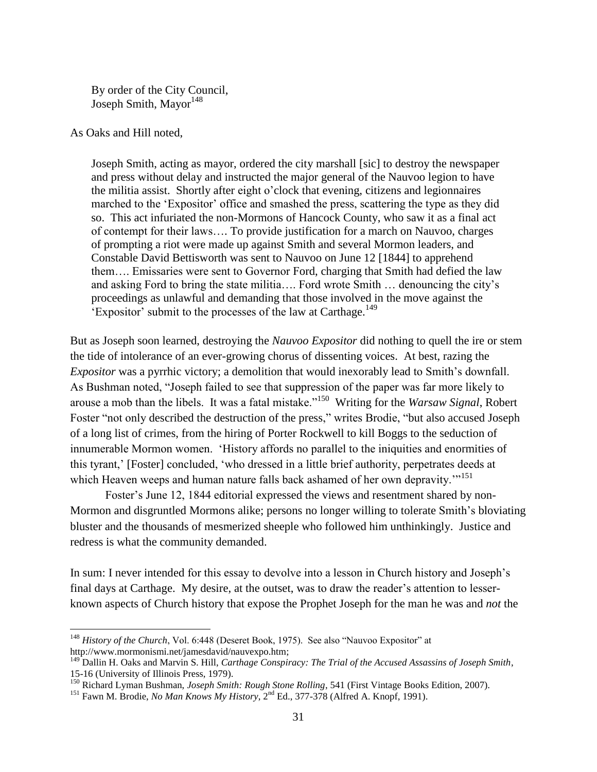> By order of the City Council,
> Joseph Smith, Mayor[148]

As Oaks and Hill noted,

> Joseph Smith, acting as mayor, ordered the city marshall [sic] to destroy the newspaper and press without delay and instructed the major general of the Nauvoo legion to have the militia assist. Shortly after eight o'clock that evening, citizens and legionnaires marched to the 'Expositor' office and smashed the press, scattering the type as they did so. This act infuriated the non-Mormons of Hancock County, who saw it as a final act of contempt for their laws…. To provide justification for a march on Nauvoo, charges of prompting a riot were made up against Smith and several Mormon leaders, and Constable David Bettisworth was sent to Nauvoo on June 12 [1844] to apprehend them…. Emissaries were sent to Governor Ford, charging that Smith had defied the law and asking Ford to bring the state militia…. Ford wrote Smith … denouncing the city's proceedings as unlawful and demanding that those involved in the move against the 'Expositor' submit to the processes of the law at Carthage.[149]

But as Joseph soon learned, destroying the *Nauvoo Expositor* did nothing to quell the ire or stem the tide of intolerance of an ever-growing chorus of dissenting voices. At best, razing the *Expositor* was a pyrrhic victory; a demolition that would inexorably lead to Smith's downfall. As Bushman noted, "Joseph failed to see that suppression of the paper was far more likely to arouse a mob than the libels. It was a fatal mistake."[150] Writing for the *Warsaw Signal*, Robert Foster "not only described the destruction of the press," writes Brodie, "but also accused Joseph of a long list of crimes, from the hiring of Porter Rockwell to kill Boggs to the seduction of innumerable Mormon women. 'History affords no parallel to the iniquities and enormities of this tyrant,' [Foster] concluded, 'who dressed in a little brief authority, perpetrates deeds at which Heaven weeps and human nature falls back ashamed of her own depravity.'"[151]

Foster's June 12, 1844 editorial expressed the views and resentment shared by non-Mormon and disgruntled Mormons alike; persons no longer willing to tolerate Smith's bloviating bluster and the thousands of mesmerized sheeple who followed him unthinkingly. Justice and redress is what the community demanded.

In sum: I never intended for this essay to devolve into a lesson in Church history and Joseph's final days at Carthage. My desire, at the outset, was to draw the reader's attention to lesser-known aspects of Church history that expose the Prophet Joseph for the man he was and *not* the

---

[148] *History of the Church*, Vol. 6:448 (Deseret Book, 1975). See also "Nauvoo Expositor" at http://www.mormonismi.net/jamesdavid/nauvexpo.htm;

[149] Dallin H. Oaks and Marvin S. Hill, *Carthage Conspiracy: The Trial of the Accused Assassins of Joseph Smith*, 15-16 (University of Illinois Press, 1979).

[150] Richard Lyman Bushman, *Joseph Smith: Rough Stone Rolling*, 541 (First Vintage Books Edition, 2007).

[151] Fawn M. Brodie, *No Man Knows My History*, 2nd Ed., 377-378 (Alfred A. Knopf, 1991).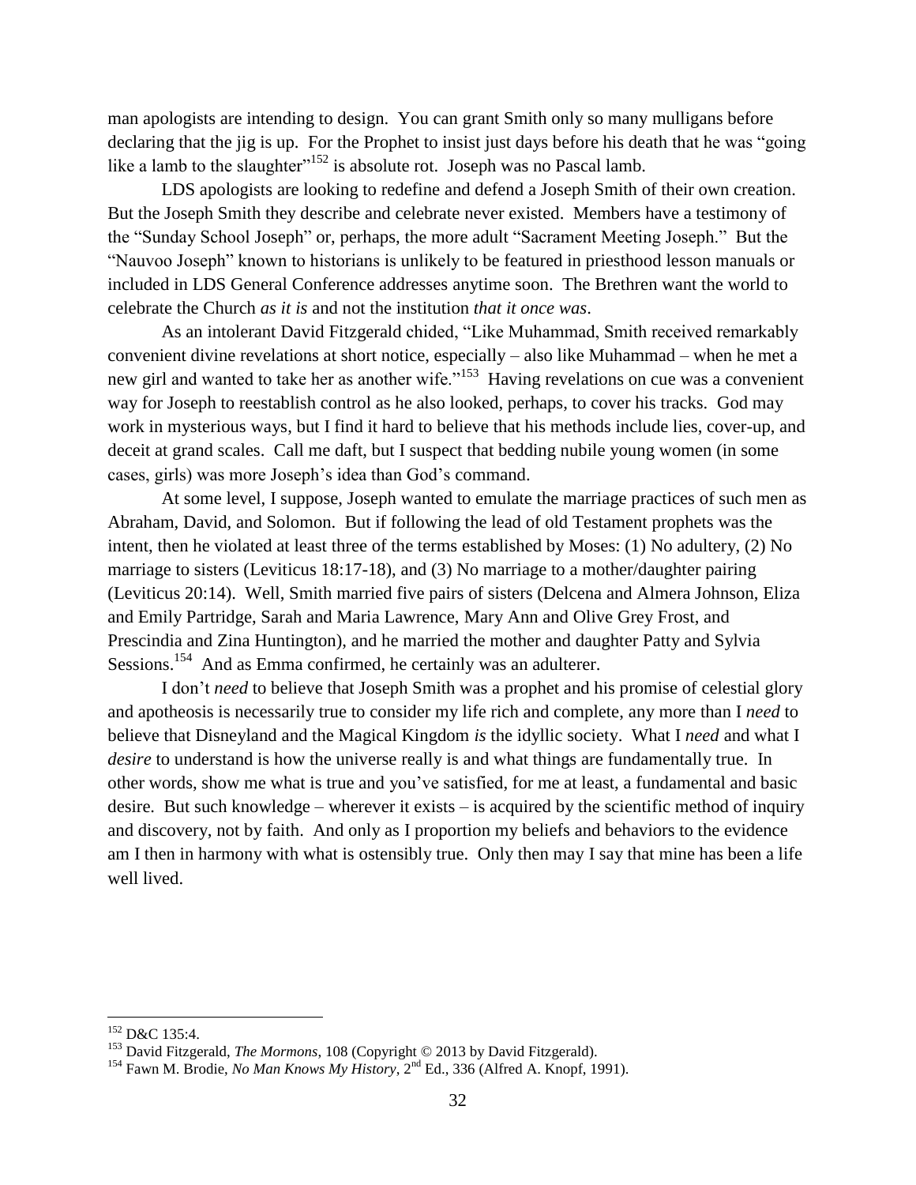man apologists are intending to design. You can grant Smith only so many mulligans before declaring that the jig is up. For the Prophet to insist just days before his death that he was "going like a lamb to the slaughter"[152] is absolute rot. Joseph was no Pascal lamb.

LDS apologists are looking to redefine and defend a Joseph Smith of their own creation. But the Joseph Smith they describe and celebrate never existed. Members have a testimony of the "Sunday School Joseph" or, perhaps, the more adult "Sacrament Meeting Joseph." But the "Nauvoo Joseph" known to historians is unlikely to be featured in priesthood lesson manuals or included in LDS General Conference addresses anytime soon. The Brethren want the world to celebrate the Church *as it is* and not the institution *that it once was*.

As an intolerant David Fitzgerald chided, "Like Muhammad, Smith received remarkably convenient divine revelations at short notice, especially – also like Muhammad – when he met a new girl and wanted to take her as another wife."[153] Having revelations on cue was a convenient way for Joseph to reestablish control as he also looked, perhaps, to cover his tracks. God may work in mysterious ways, but I find it hard to believe that his methods include lies, cover-up, and deceit at grand scales. Call me daft, but I suspect that bedding nubile young women (in some cases, girls) was more Joseph's idea than God's command.

At some level, I suppose, Joseph wanted to emulate the marriage practices of such men as Abraham, David, and Solomon. But if following the lead of old Testament prophets was the intent, then he violated at least three of the terms established by Moses: (1) No adultery, (2) No marriage to sisters (Leviticus 18:17-18), and (3) No marriage to a mother/daughter pairing (Leviticus 20:14). Well, Smith married five pairs of sisters (Delcena and Almera Johnson, Eliza and Emily Partridge, Sarah and Maria Lawrence, Mary Ann and Olive Grey Frost, and Prescindia and Zina Huntington), and he married the mother and daughter Patty and Sylvia Sessions.[154] And as Emma confirmed, he certainly was an adulterer.

I don't *need* to believe that Joseph Smith was a prophet and his promise of celestial glory and apotheosis is necessarily true to consider my life rich and complete, any more than I *need* to believe that Disneyland and the Magical Kingdom *is* the idyllic society. What I *need* and what I *desire* to understand is how the universe really is and what things are fundamentally true. In other words, show me what is true and you've satisfied, for me at least, a fundamental and basic desire. But such knowledge – wherever it exists – is acquired by the scientific method of inquiry and discovery, not by faith. And only as I proportion my beliefs and behaviors to the evidence am I then in harmony with what is ostensibly true. Only then may I say that mine has been a life well lived.

---

[152] D&C 135:4.

[153] David Fitzgerald, *The Mormons*, 108 (Copyright © 2013 by David Fitzgerald).

[154] Fawn M. Brodie, *No Man Knows My History*, 2nd Ed., 336 (Alfred A. Knopf, 1991).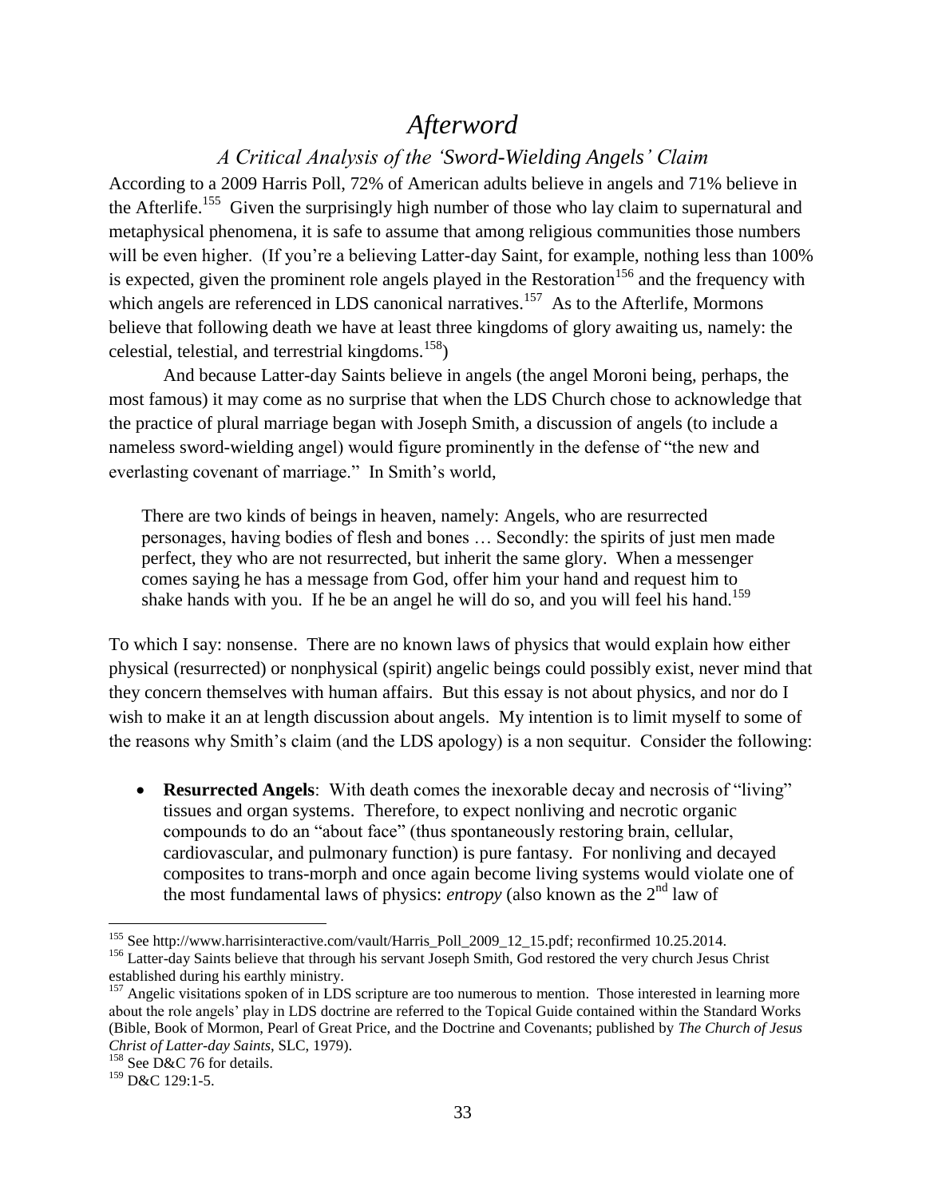# *Afterword*

## *A Critical Analysis of the 'Sword-Wielding Angels' Claim*

According to a 2009 Harris Poll, 72% of American adults believe in angels and 71% believe in the Afterlife.[155] Given the surprisingly high number of those who lay claim to supernatural and metaphysical phenomena, it is safe to assume that among religious communities those numbers will be even higher. (If you're a believing Latter-day Saint, for example, nothing less than 100% is expected, given the prominent role angels played in the Restoration[156] and the frequency with which angels are referenced in LDS canonical narratives.[157] As to the Afterlife, Mormons believe that following death we have at least three kingdoms of glory awaiting us, namely: the celestial, telestial, and terrestrial kingdoms.[158])

And because Latter-day Saints believe in angels (the angel Moroni being, perhaps, the most famous) it may come as no surprise that when the LDS Church chose to acknowledge that the practice of plural marriage began with Joseph Smith, a discussion of angels (to include a nameless sword-wielding angel) would figure prominently in the defense of "the new and everlasting covenant of marriage." In Smith's world,

> There are two kinds of beings in heaven, namely: Angels, who are resurrected personages, having bodies of flesh and bones … Secondly: the spirits of just men made perfect, they who are not resurrected, but inherit the same glory. When a messenger comes saying he has a message from God, offer him your hand and request him to shake hands with you. If he be an angel he will do so, and you will feel his hand.[159]

To which I say: nonsense. There are no known laws of physics that would explain how either physical (resurrected) or nonphysical (spirit) angelic beings could possibly exist, never mind that they concern themselves with human affairs. But this essay is not about physics, and nor do I wish to make it an at length discussion about angels. My intention is to limit myself to some of the reasons why Smith's claim (and the LDS apology) is a non sequitur. Consider the following:

- **Resurrected Angels**: With death comes the inexorable decay and necrosis of "living" tissues and organ systems. Therefore, to expect nonliving and necrotic organic compounds to do an "about face" (thus spontaneously restoring brain, cellular, cardiovascular, and pulmonary function) is pure fantasy. For nonliving and decayed composites to trans-morph and once again become living systems would violate one of the most fundamental laws of physics: *entropy* (also known as the 2nd law of

---

[155] See http://www.harrisinteractive.com/vault/Harris_Poll_2009_12_15.pdf; reconfirmed 10.25.2014.

[156] Latter-day Saints believe that through his servant Joseph Smith, God restored the very church Jesus Christ established during his earthly ministry.

[157] Angelic visitations spoken of in LDS scripture are too numerous to mention. Those interested in learning more about the role angels' play in LDS doctrine are referred to the Topical Guide contained within the Standard Works (Bible, Book of Mormon, Pearl of Great Price, and the Doctrine and Covenants; published by *The Church of Jesus Christ of Latter-day Saints*, SLC, 1979).

[158] See D&C 76 for details.

[159] D&C 129:1-5.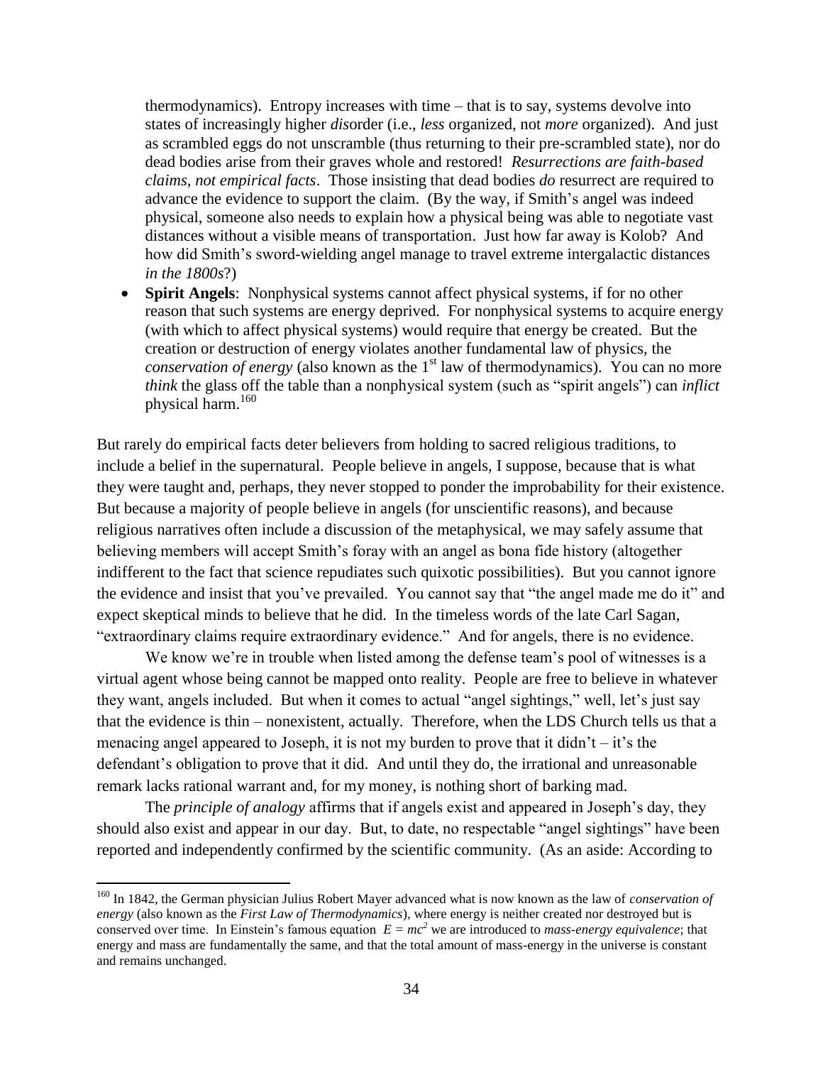thermodynamics). Entropy increases with time – that is to say, systems devolve into states of increasingly higher *dis*order (i.e., *less* organized, not *more* organized). And just as scrambled eggs do not unscramble (thus returning to their pre-scrambled state), nor do dead bodies arise from their graves whole and restored! *Resurrections are faith-based claims, not empirical facts*. Those insisting that dead bodies *do* resurrect are required to advance the evidence to support the claim. (By the way, if Smith's angel was indeed physical, someone also needs to explain how a physical being was able to negotiate vast distances without a visible means of transportation. Just how far away is Kolob? And how did Smith's sword-wielding angel manage to travel extreme intergalactic distances *in the 1800s*?)

- **Spirit Angels**: Nonphysical systems cannot affect physical systems, if for no other reason that such systems are energy deprived. For nonphysical systems to acquire energy (with which to affect physical systems) would require that energy be created. But the creation or destruction of energy violates another fundamental law of physics, the *conservation of energy* (also known as the 1st law of thermodynamics). You can no more *think* the glass off the table than a nonphysical system (such as "spirit angels") can *inflict* physical harm.[160]

But rarely do empirical facts deter believers from holding to sacred religious traditions, to include a belief in the supernatural. People believe in angels, I suppose, because that is what they were taught and, perhaps, they never stopped to ponder the improbability for their existence. But because a majority of people believe in angels (for unscientific reasons), and because religious narratives often include a discussion of the metaphysical, we may safely assume that believing members will accept Smith's foray with an angel as bona fide history (altogether indifferent to the fact that science repudiates such quixotic possibilities). But you cannot ignore the evidence and insist that you've prevailed. You cannot say that "the angel made me do it" and expect skeptical minds to believe that he did. In the timeless words of the late Carl Sagan, "extraordinary claims require extraordinary evidence." And for angels, there is no evidence.

We know we're in trouble when listed among the defense team's pool of witnesses is a virtual agent whose being cannot be mapped onto reality. People are free to believe in whatever they want, angels included. But when it comes to actual "angel sightings," well, let's just say that the evidence is thin – nonexistent, actually. Therefore, when the LDS Church tells us that a menacing angel appeared to Joseph, it is not my burden to prove that it didn't – it's the defendant's obligation to prove that it did. And until they do, the irrational and unreasonable remark lacks rational warrant and, for my money, is nothing short of barking mad.

The *principle of analogy* affirms that if angels exist and appeared in Joseph's day, they should also exist and appear in our day. But, to date, no respectable "angel sightings" have been reported and independently confirmed by the scientific community. (As an aside: According to

[160] In 1842, the German physician Julius Robert Mayer advanced what is now known as the law of *conservation of energy* (also known as the *First Law of Thermodynamics*), where energy is neither created nor destroyed but is conserved over time. In Einstein's famous equation $E = mc^2$ we are introduced to *mass-energy equivalence*; that energy and mass are fundamentally the same, and that the total amount of mass-energy in the universe is constant and remains unchanged.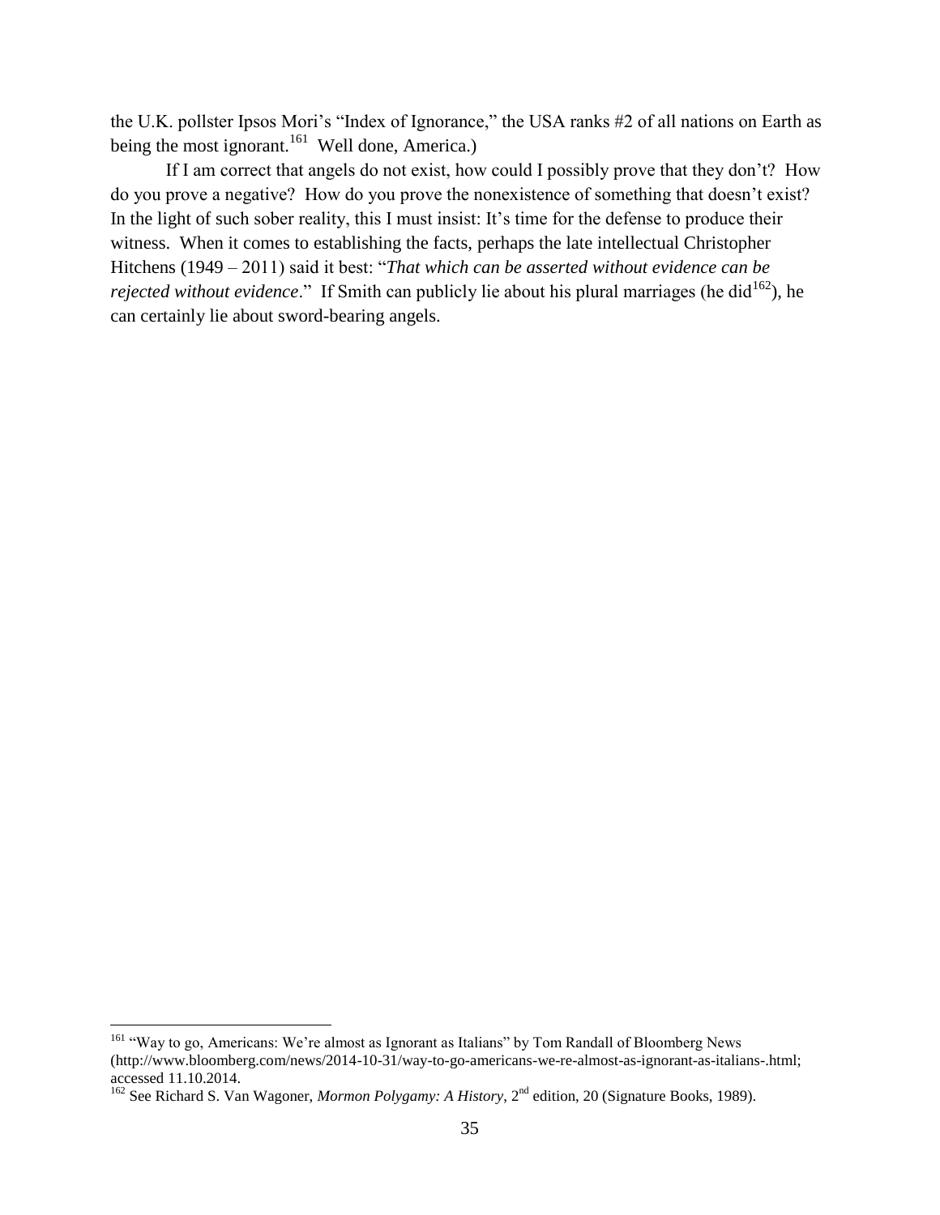the U.K. pollster Ipsos Mori's "Index of Ignorance," the USA ranks #2 of all nations on Earth as being the most ignorant.[161] Well done, America.)

If I am correct that angels do not exist, how could I possibly prove that they don't? How do you prove a negative? How do you prove the nonexistence of something that doesn't exist? In the light of such sober reality, this I must insist: It's time for the defense to produce their witness. When it comes to establishing the facts, perhaps the late intellectual Christopher Hitchens (1949 – 2011) said it best: "*That which can be asserted without evidence can be rejected without evidence*." If Smith can publicly lie about his plural marriages (he did[162]), he can certainly lie about sword-bearing angels.

---

[161] "Way to go, Americans: We're almost as Ignorant as Italians" by Tom Randall of Bloomberg News (http://www.bloomberg.com/news/2014-10-31/way-to-go-americans-we-re-almost-as-ignorant-as-italians-.html; accessed 11.10.2014.

[162] See Richard S. Van Wagoner, *Mormon Polygamy: A History*, 2nd edition, 20 (Signature Books, 1989).